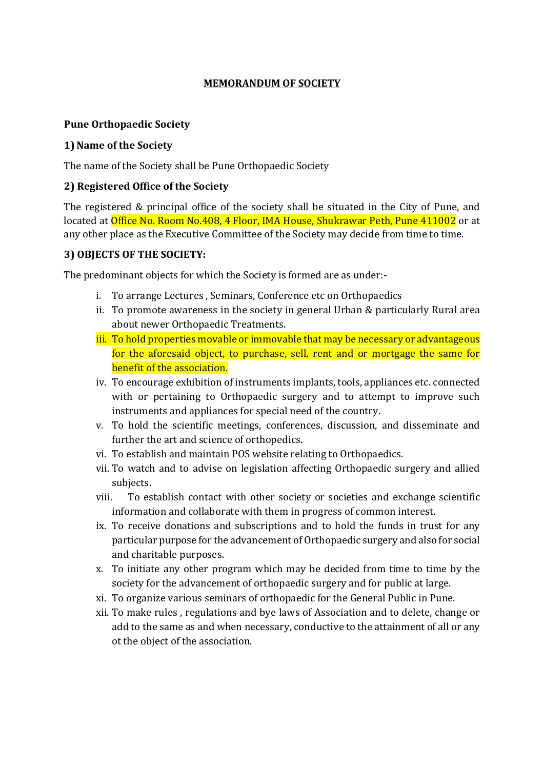**MEMORANDUM OF SOCIETY**

**Pune Orthopaedic Society**

**1) Name of the Society**

The name of the Society shall be Pune Orthopaedic Society

**2) Registered Office of the Society**

The registered & principal office of the society shall be situated in the City of Pune, and located at Office No. Room No.408, 4 Floor, IMA House, Shukrawar Peth, Pune 411002 or at any other place as the Executive Committee of the Society may decide from time to time.

**3) OBJECTS OF THE SOCIETY:**

The predominant objects for which the Society is formed are as under:-

i. To arrange Lectures , Seminars, Conference etc on Orthopaedics
ii. To promote awareness in the society in general Urban & particularly Rural area about newer Orthopaedic Treatments.
iii. To hold properties movable or immovable that may be necessary or advantageous for the aforesaid object, to purchase, sell, rent and or mortgage the same for benefit of the association.
iv. To encourage exhibition of instruments implants, tools, appliances etc. connected with or pertaining to Orthopaedic surgery and to attempt to improve such instruments and appliances for special need of the country.
v. To hold the scientific meetings, conferences, discussion, and disseminate and further the art and science of orthopedics.
vi. To establish and maintain POS website relating to Orthopaedics.
vii. To watch and to advise on legislation affecting Orthopaedic surgery and allied subjects.
viii. To establish contact with other society or societies and exchange scientific information and collaborate with them in progress of common interest.
ix. To receive donations and subscriptions and to hold the funds in trust for any particular purpose for the advancement of Orthopaedic surgery and also for social and charitable purposes.
x. To initiate any other program which may be decided from time to time by the society for the advancement of orthopaedic surgery and for public at large.
xi. To organize various seminars of orthopaedic for the General Public in Pune.
xii. To make rules , regulations and bye laws of Association and to delete, change or add to the same as and when necessary, conductive to the attainment of all or any ot the object of the association.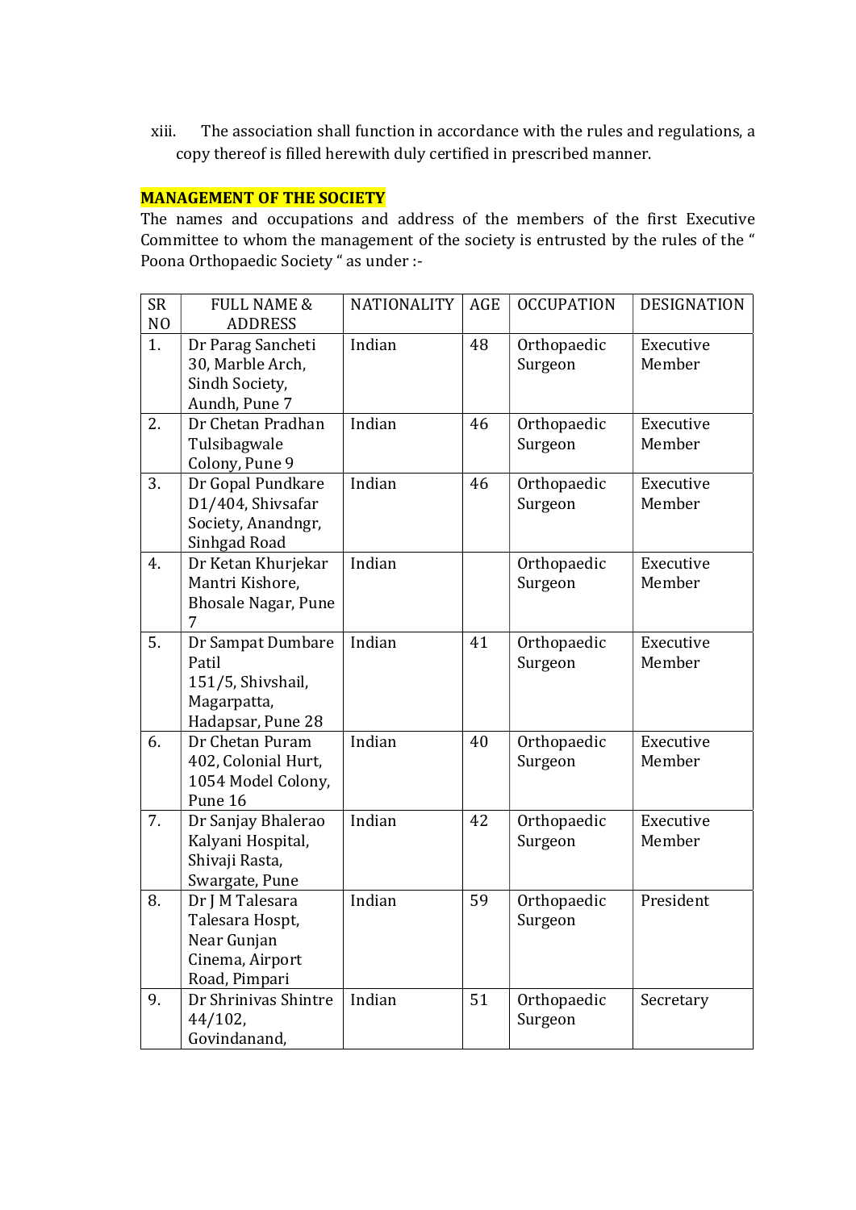xiii. The association shall function in accordance with the rules and regulations, a copy thereof is filled herewith duly certified in prescribed manner.

**MANAGEMENT OF THE SOCIETY**

The names and occupations and address of the members of the first Executive Committee to whom the management of the society is entrusted by the rules of the " Poona Orthopaedic Society " as under :-

| SR NO | FULL NAME & ADDRESS | NATIONALITY | AGE | OCCUPATION | DESIGNATION |
|---|---|---|---|---|---|
| 1. | Dr Parag Sancheti 30, Marble Arch, Sindh Society, Aundh, Pune 7 | Indian | 48 | Orthopaedic Surgeon | Executive Member |
| 2. | Dr Chetan Pradhan Tulsibagwale Colony, Pune 9 | Indian | 46 | Orthopaedic Surgeon | Executive Member |
| 3. | Dr Gopal Pundkare D1/404, Shivsafar Society, Anandngr, Sinhgad Road | Indian | 46 | Orthopaedic Surgeon | Executive Member |
| 4. | Dr Ketan Khurjekar Mantri Kishore, Bhosale Nagar, Pune 7 | Indian | | Orthopaedic Surgeon | Executive Member |
| 5. | Dr Sampat Dumbare Patil 151/5, Shivshail, Magarpatta, Hadapsar, Pune 28 | Indian | 41 | Orthopaedic Surgeon | Executive Member |
| 6. | Dr Chetan Puram 402, Colonial Hurt, 1054 Model Colony, Pune 16 | Indian | 40 | Orthopaedic Surgeon | Executive Member |
| 7. | Dr Sanjay Bhalerao Kalyani Hospital, Shivaji Rasta, Swargate, Pune | Indian | 42 | Orthopaedic Surgeon | Executive Member |
| 8. | Dr J M Talesara Talesara Hospt, Near Gunjan Cinema, Airport Road, Pimpari | Indian | 59 | Orthopaedic Surgeon | President |
| 9. | Dr Shrinivas Shintre 44/102, Govindanand, | Indian | 51 | Orthopaedic Surgeon | Secretary |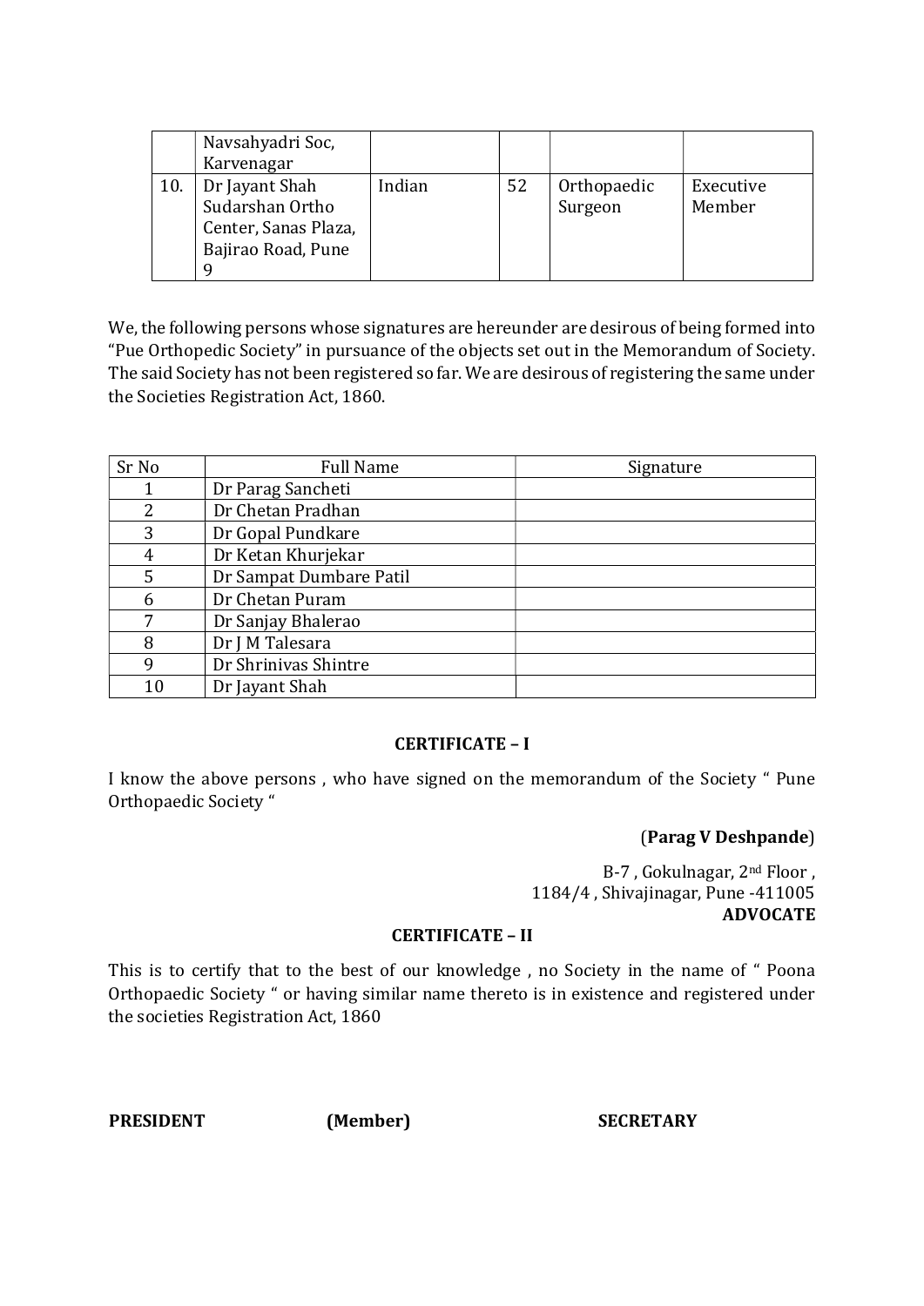| | | | | | |
|---|---|---|---|---|---|
| | Navsahyadri Soc, Karvenagar | | | | |
| 10. | Dr Jayant Shah Sudarshan Ortho Center, Sanas Plaza, Bajirao Road, Pune 9 | Indian | 52 | Orthopaedic Surgeon | Executive Member |

We, the following persons whose signatures are hereunder are desirous of being formed into "Pue Orthopedic Society" in pursuance of the objects set out in the Memorandum of Society. The said Society has not been registered so far. We are desirous of registering the same under the Societies Registration Act, 1860.

| Sr No | Full Name | Signature |
|---|---|---|
| 1 | Dr Parag Sancheti | |
| 2 | Dr Chetan Pradhan | |
| 3 | Dr Gopal Pundkare | |
| 4 | Dr Ketan Khurjekar | |
| 5 | Dr Sampat Dumbare Patil | |
| 6 | Dr Chetan Puram | |
| 7 | Dr Sanjay Bhalerao | |
| 8 | Dr J M Talesara | |
| 9 | Dr Shrinivas Shintre | |
| 10 | Dr Jayant Shah | |

**CERTIFICATE – I**

I know the above persons , who have signed on the memorandum of the Society " Pune Orthopaedic Society "

(**Parag V Deshpande**)

B-7 , Gokulnagar, 2nd Floor ,
1184/4 , Shivajinagar, Pune -411005
**ADVOCATE**

**CERTIFICATE – II**

This is to certify that to the best of our knowledge , no Society in the name of " Poona Orthopaedic Society " or having similar name thereto is in existence and registered under the societies Registration Act, 1860

**PRESIDENT** **(Member)** **SECRETARY**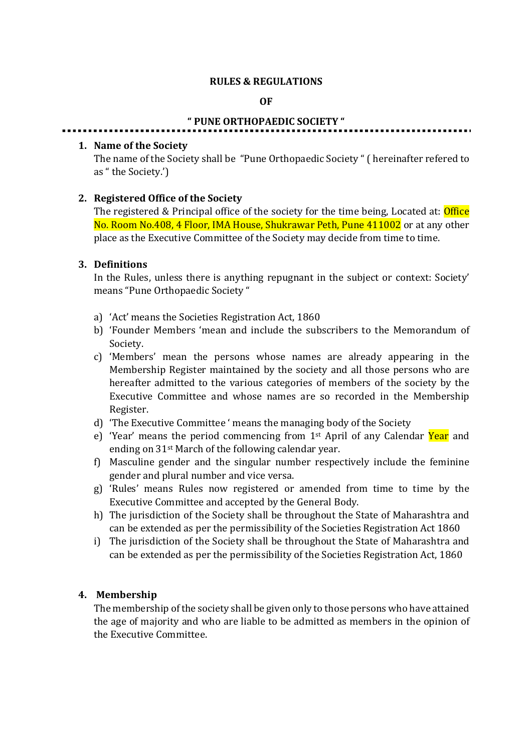**RULES & REGULATIONS**

**OF**

**" PUNE ORTHOPAEDIC SOCIETY "**

---

1. **Name of the Society**

   The name of the Society shall be "Pune Orthopaedic Society " ( hereinafter refered to as " the Society.')

2. **Registered Office of the Society**

   The registered & Principal office of the society for the time being, Located at: Office No. Room No.408, 4 Floor, IMA House, Shukrawar Peth, Pune 411002 or at any other place as the Executive Committee of the Society may decide from time to time.

3. **Definitions**

   In the Rules, unless there is anything repugnant in the subject or context: Society' means "Pune Orthopaedic Society "

   a) 'Act' means the Societies Registration Act, 1860
   b) 'Founder Members 'mean and include the subscribers to the Memorandum of Society.
   c) 'Members' mean the persons whose names are already appearing in the Membership Register maintained by the society and all those persons who are hereafter admitted to the various categories of members of the society by the Executive Committee and whose names are so recorded in the Membership Register.
   d) 'The Executive Committee ' means the managing body of the Society
   e) 'Year' means the period commencing from 1st April of any Calendar Year and ending on 31st March of the following calendar year.
   f) Masculine gender and the singular number respectively include the feminine gender and plural number and vice versa.
   g) 'Rules' means Rules now registered or amended from time to time by the Executive Committee and accepted by the General Body.
   h) The jurisdiction of the Society shall be throughout the State of Maharashtra and can be extended as per the permissibility of the Societies Registration Act 1860
   i) The jurisdiction of the Society shall be throughout the State of Maharashtra and can be extended as per the permissibility of the Societies Registration Act, 1860

4. **Membership**

   The membership of the society shall be given only to those persons who have attained the age of majority and who are liable to be admitted as members in the opinion of the Executive Committee.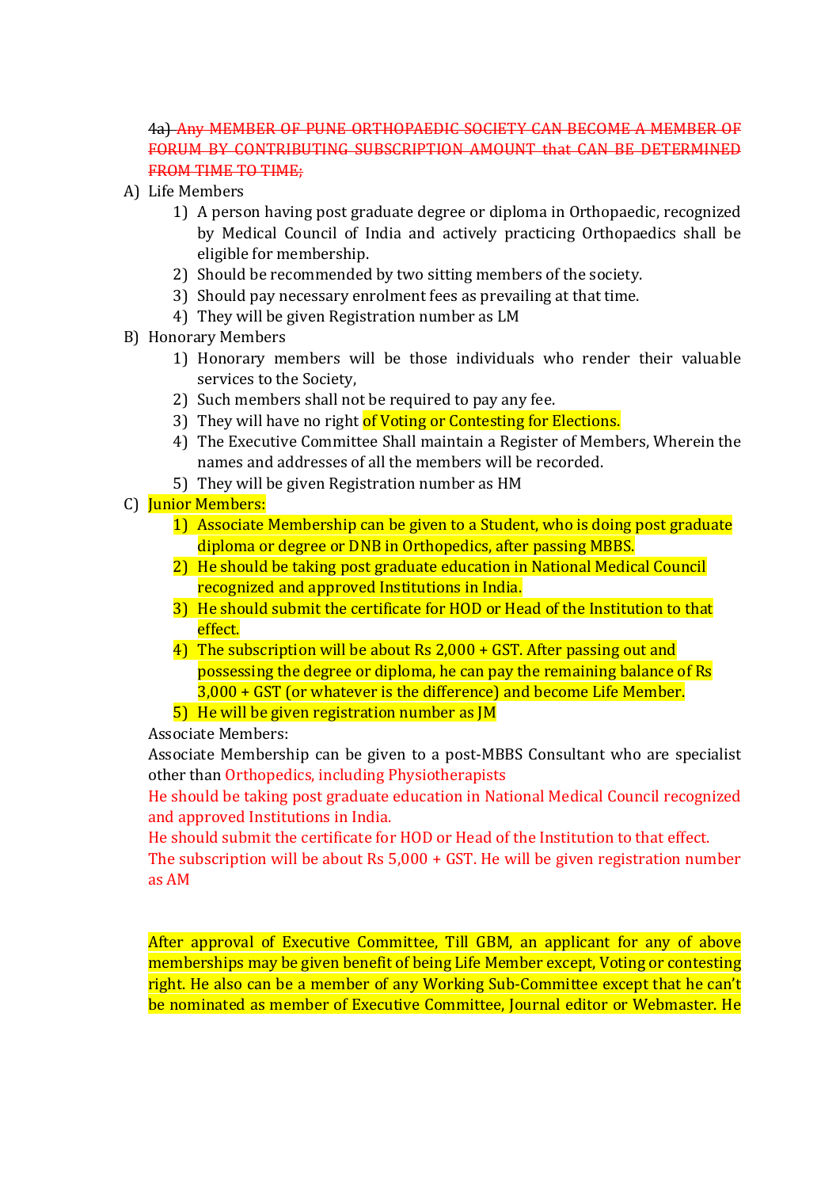~~4a) Any MEMBER OF PUNE ORTHOPAEDIC SOCIETY CAN BECOME A MEMBER OF FORUM BY CONTRIBUTING SUBSCRIPTION AMOUNT that CAN BE DETERMINED FROM TIME TO TIME;~~

A) Life Members
   1) A person having post graduate degree or diploma in Orthopaedic, recognized by Medical Council of India and actively practicing Orthopaedics shall be eligible for membership.
   2) Should be recommended by two sitting members of the society.
   3) Should pay necessary enrolment fees as prevailing at that time.
   4) They will be given Registration number as LM

B) Honorary Members
   1) Honorary members will be those individuals who render their valuable services to the Society,
   2) Such members shall not be required to pay any fee.
   3) They will have no right of Voting or Contesting for Elections.
   4) The Executive Committee Shall maintain a Register of Members, Wherein the names and addresses of all the members will be recorded.
   5) They will be given Registration number as HM

C) Junior Members:
   1) Associate Membership can be given to a Student, who is doing post graduate diploma or degree or DNB in Orthopedics, after passing MBBS.
   2) He should be taking post graduate education in National Medical Council recognized and approved Institutions in India.
   3) He should submit the certificate for HOD or Head of the Institution to that effect.
   4) The subscription will be about Rs 2,000 + GST. After passing out and possessing the degree or diploma, he can pay the remaining balance of Rs 3,000 + GST (or whatever is the difference) and become Life Member.
   5) He will be given registration number as JM

   Associate Members:

   Associate Membership can be given to a post-MBBS Consultant who are specialist other than Orthopedics, including Physiotherapists

   He should be taking post graduate education in National Medical Council recognized and approved Institutions in India.

   He should submit the certificate for HOD or Head of the Institution to that effect.

   The subscription will be about Rs 5,000 + GST. He will be given registration number as AM

After approval of Executive Committee, Till GBM, an applicant for any of above memberships may be given benefit of being Life Member except, Voting or contesting right. He also can be a member of any Working Sub-Committee except that he can't be nominated as member of Executive Committee, Journal editor or Webmaster. He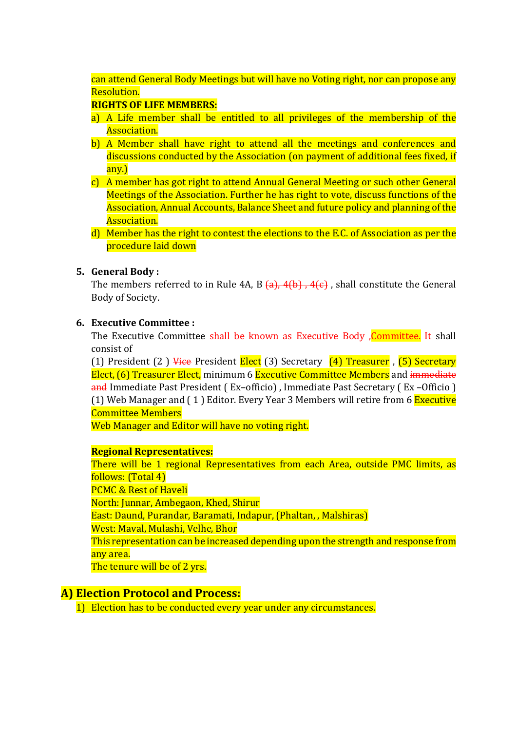can attend General Body Meetings but will have no Voting right, nor can propose any Resolution.

**RIGHTS OF LIFE MEMBERS:**

a) A Life member shall be entitled to all privileges of the membership of the Association.

b) A Member shall have right to attend all the meetings and conferences and discussions conducted by the Association (on payment of additional fees fixed, if any.)

c) A member has got right to attend Annual General Meeting or such other General Meetings of the Association. Further he has right to vote, discuss functions of the Association, Annual Accounts, Balance Sheet and future policy and planning of the Association.

d) Member has the right to contest the elections to the E.C. of Association as per the procedure laid down

5. **General Body :**
   The members referred to in Rule 4A, B ~~(a), 4(b) , 4(c)~~ , shall constitute the General Body of Society.

6. **Executive Committee :**
   The Executive Committee ~~shall be known as Executive Body~~ ,~~Committee. It~~ shall consist of
   (1) President (2 ) ~~Vice~~ President Elect (3) Secretary (4) Treasurer , (5) Secretary Elect, (6) Treasurer Elect, minimum 6 Executive Committee Members and ~~immediate and~~ Immediate Past President ( Ex–officio) , Immediate Past Secretary ( Ex –Officio ) (1) Web Manager and ( 1 ) Editor. Every Year 3 Members will retire from 6 Executive Committee Members
   Web Manager and Editor will have no voting right.

   **Regional Representatives:**
   There will be 1 regional Representatives from each Area, outside PMC limits, as follows: (Total 4)
   PCMC & Rest of Haveli
   North: Junnar, Ambegaon, Khed, Shirur
   East: Daund, Purandar, Baramati, Indapur, (Phaltan, , Malshiras)
   West: Maval, Mulashi, Velhe, Bhor
   This representation can be increased depending upon the strength and response from any area.
   The tenure will be of 2 yrs.

## A) Election Protocol and Process:

1) Election has to be conducted every year under any circumstances.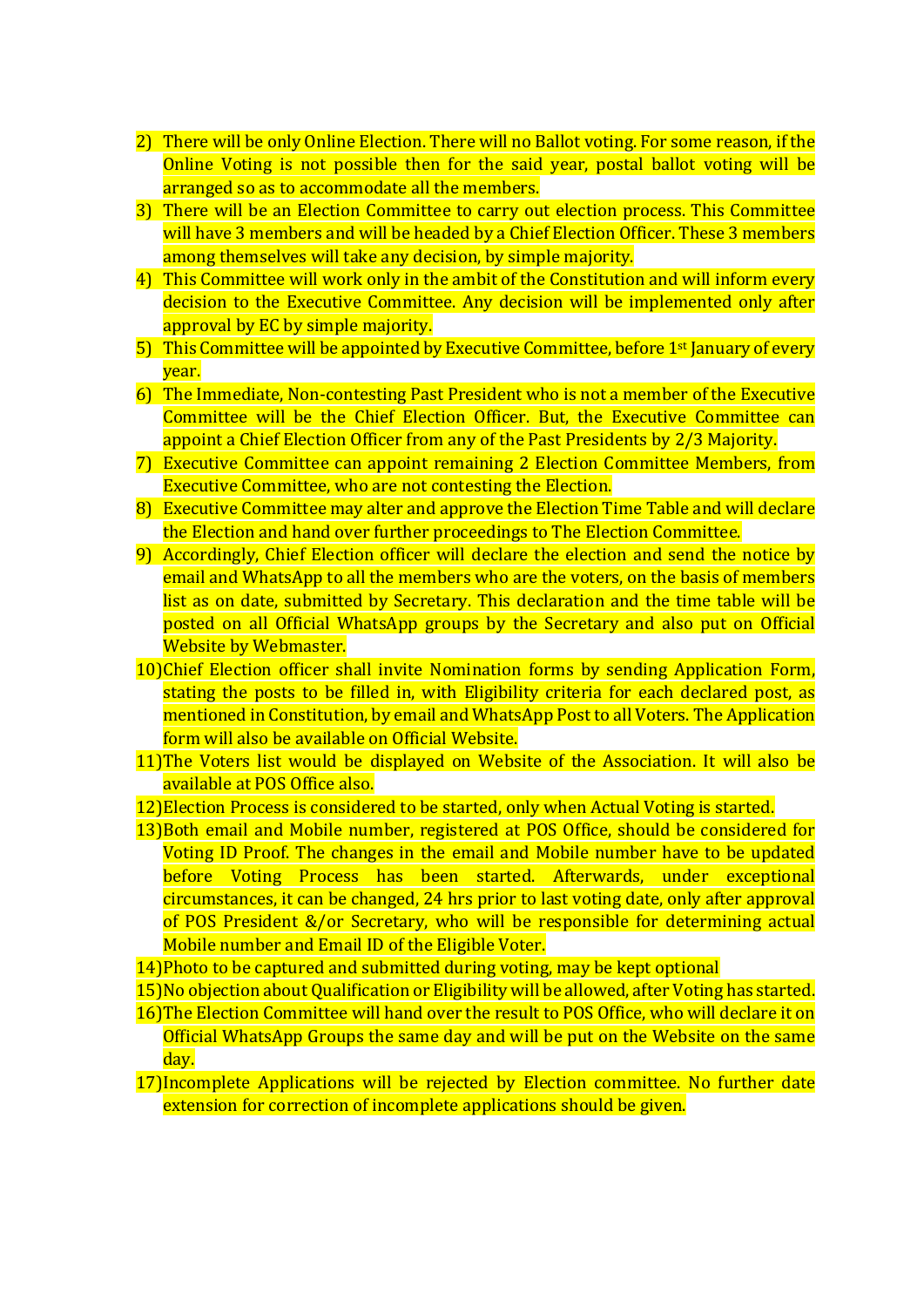2) There will be only Online Election. There will no Ballot voting. For some reason, if the Online Voting is not possible then for the said year, postal ballot voting will be arranged so as to accommodate all the members.
3) There will be an Election Committee to carry out election process. This Committee will have 3 members and will be headed by a Chief Election Officer. These 3 members among themselves will take any decision, by simple majority.
4) This Committee will work only in the ambit of the Constitution and will inform every decision to the Executive Committee. Any decision will be implemented only after approval by EC by simple majority.
5) This Committee will be appointed by Executive Committee, before 1st January of every year.
6) The Immediate, Non-contesting Past President who is not a member of the Executive Committee will be the Chief Election Officer. But, the Executive Committee can appoint a Chief Election Officer from any of the Past Presidents by 2/3 Majority.
7) Executive Committee can appoint remaining 2 Election Committee Members, from Executive Committee, who are not contesting the Election.
8) Executive Committee may alter and approve the Election Time Table and will declare the Election and hand over further proceedings to The Election Committee.
9) Accordingly, Chief Election officer will declare the election and send the notice by email and WhatsApp to all the members who are the voters, on the basis of members list as on date, submitted by Secretary. This declaration and the time table will be posted on all Official WhatsApp groups by the Secretary and also put on Official Website by Webmaster.
10) Chief Election officer shall invite Nomination forms by sending Application Form, stating the posts to be filled in, with Eligibility criteria for each declared post, as mentioned in Constitution, by email and WhatsApp Post to all Voters. The Application form will also be available on Official Website.
11) The Voters list would be displayed on Website of the Association. It will also be available at POS Office also.
12) Election Process is considered to be started, only when Actual Voting is started.
13) Both email and Mobile number, registered at POS Office, should be considered for Voting ID Proof. The changes in the email and Mobile number have to be updated before Voting Process has been started. Afterwards, under exceptional circumstances, it can be changed, 24 hrs prior to last voting date, only after approval of POS President &/or Secretary, who will be responsible for determining actual Mobile number and Email ID of the Eligible Voter.
14) Photo to be captured and submitted during voting, may be kept optional
15) No objection about Qualification or Eligibility will be allowed, after Voting has started.
16) The Election Committee will hand over the result to POS Office, who will declare it on Official WhatsApp Groups the same day and will be put on the Website on the same day.
17) Incomplete Applications will be rejected by Election committee. No further date extension for correction of incomplete applications should be given.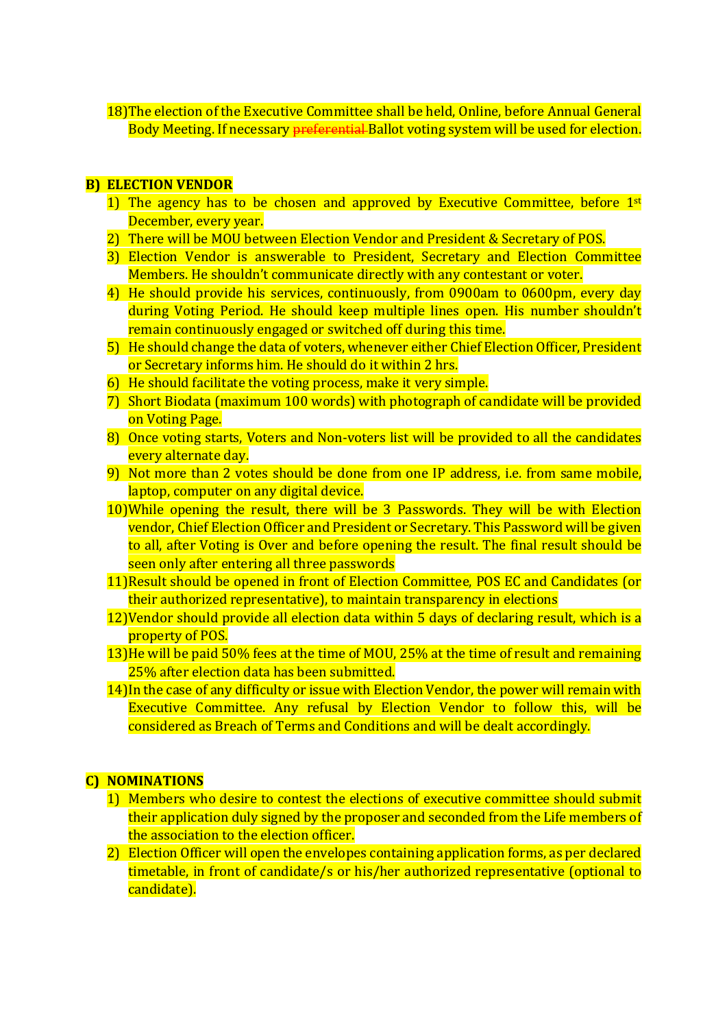18) The election of the Executive Committee shall be held, Online, before Annual General Body Meeting. If necessary ~~preferential~~ Ballot voting system will be used for election.

## B) ELECTION VENDOR

1) The agency has to be chosen and approved by Executive Committee, before 1st December, every year.
2) There will be MOU between Election Vendor and President & Secretary of POS.
3) Election Vendor is answerable to President, Secretary and Election Committee Members. He shouldn't communicate directly with any contestant or voter.
4) He should provide his services, continuously, from 0900am to 0600pm, every day during Voting Period. He should keep multiple lines open. His number shouldn't remain continuously engaged or switched off during this time.
5) He should change the data of voters, whenever either Chief Election Officer, President or Secretary informs him. He should do it within 2 hrs.
6) He should facilitate the voting process, make it very simple.
7) Short Biodata (maximum 100 words) with photograph of candidate will be provided on Voting Page.
8) Once voting starts, Voters and Non-voters list will be provided to all the candidates every alternate day.
9) Not more than 2 votes should be done from one IP address, i.e. from same mobile, laptop, computer on any digital device.
10) While opening the result, there will be 3 Passwords. They will be with Election vendor, Chief Election Officer and President or Secretary. This Password will be given to all, after Voting is Over and before opening the result. The final result should be seen only after entering all three passwords
11) Result should be opened in front of Election Committee, POS EC and Candidates (or their authorized representative), to maintain transparency in elections
12) Vendor should provide all election data within 5 days of declaring result, which is a property of POS.
13) He will be paid 50% fees at the time of MOU, 25% at the time of result and remaining 25% after election data has been submitted.
14) In the case of any difficulty or issue with Election Vendor, the power will remain with Executive Committee. Any refusal by Election Vendor to follow this, will be considered as Breach of Terms and Conditions and will be dealt accordingly.

## C) NOMINATIONS

1) Members who desire to contest the elections of executive committee should submit their application duly signed by the proposer and seconded from the Life members of the association to the election officer.
2) Election Officer will open the envelopes containing application forms, as per declared timetable, in front of candidate/s or his/her authorized representative (optional to candidate).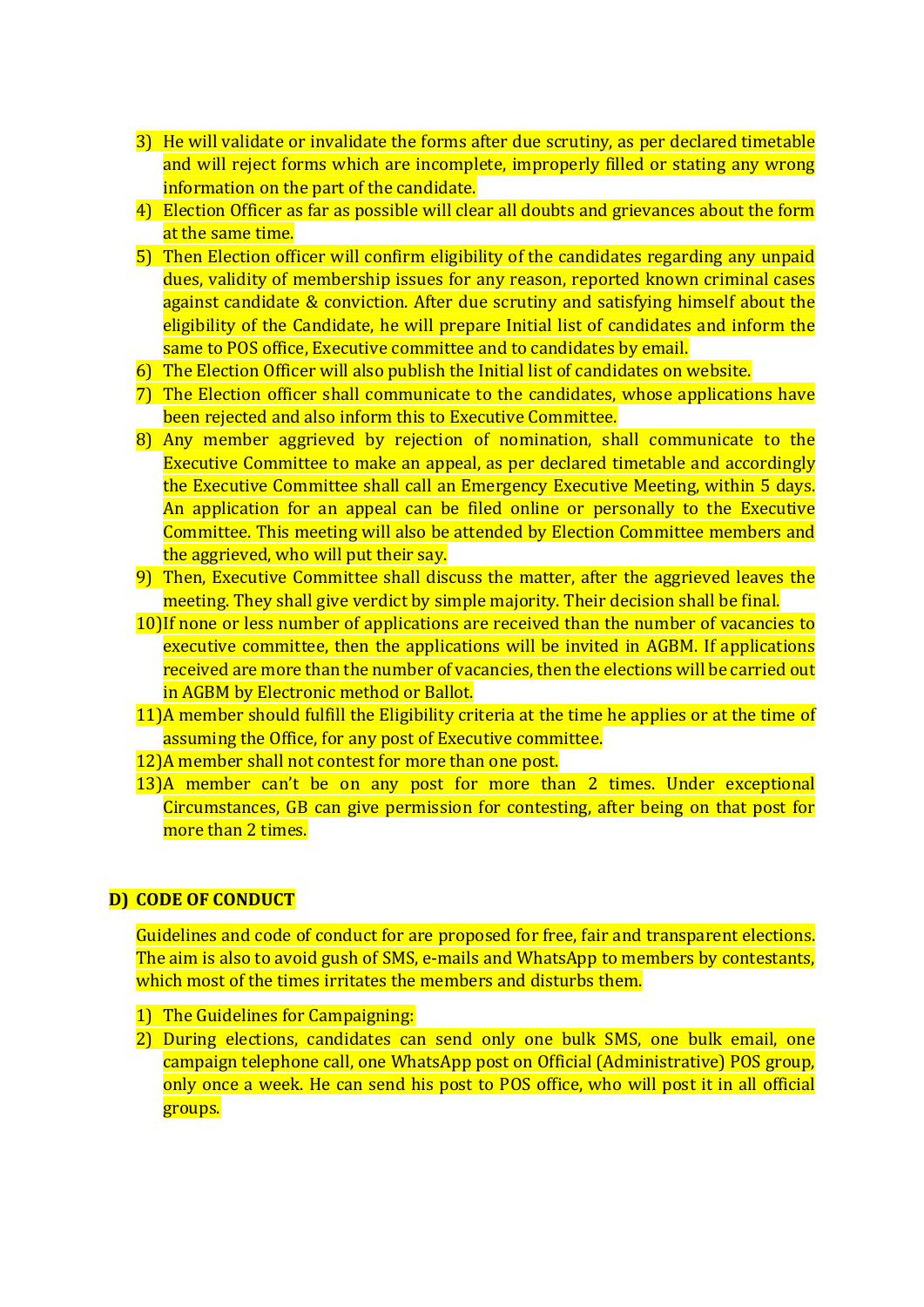3) He will validate or invalidate the forms after due scrutiny, as per declared timetable and will reject forms which are incomplete, improperly filled or stating any wrong information on the part of the candidate.
4) Election Officer as far as possible will clear all doubts and grievances about the form at the same time.
5) Then Election officer will confirm eligibility of the candidates regarding any unpaid dues, validity of membership issues for any reason, reported known criminal cases against candidate & conviction. After due scrutiny and satisfying himself about the eligibility of the Candidate, he will prepare Initial list of candidates and inform the same to POS office, Executive committee and to candidates by email.
6) The Election Officer will also publish the Initial list of candidates on website.
7) The Election officer shall communicate to the candidates, whose applications have been rejected and also inform this to Executive Committee.
8) Any member aggrieved by rejection of nomination, shall communicate to the Executive Committee to make an appeal, as per declared timetable and accordingly the Executive Committee shall call an Emergency Executive Meeting, within 5 days. An application for an appeal can be filed online or personally to the Executive Committee. This meeting will also be attended by Election Committee members and the aggrieved, who will put their say.
9) Then, Executive Committee shall discuss the matter, after the aggrieved leaves the meeting. They shall give verdict by simple majority. Their decision shall be final.
10) If none or less number of applications are received than the number of vacancies to executive committee, then the applications will be invited in AGBM. If applications received are more than the number of vacancies, then the elections will be carried out in AGBM by Electronic method or Ballot.
11) A member should fulfill the Eligibility criteria at the time he applies or at the time of assuming the Office, for any post of Executive committee.
12) A member shall not contest for more than one post.
13) A member can't be on any post for more than 2 times. Under exceptional Circumstances, GB can give permission for contesting, after being on that post for more than 2 times.

## D) CODE OF CONDUCT

Guidelines and code of conduct for are proposed for free, fair and transparent elections. The aim is also to avoid gush of SMS, e-mails and WhatsApp to members by contestants, which most of the times irritates the members and disturbs them.

1) The Guidelines for Campaigning:
2) During elections, candidates can send only one bulk SMS, one bulk email, one campaign telephone call, one WhatsApp post on Official (Administrative) POS group, only once a week. He can send his post to POS office, who will post it in all official groups.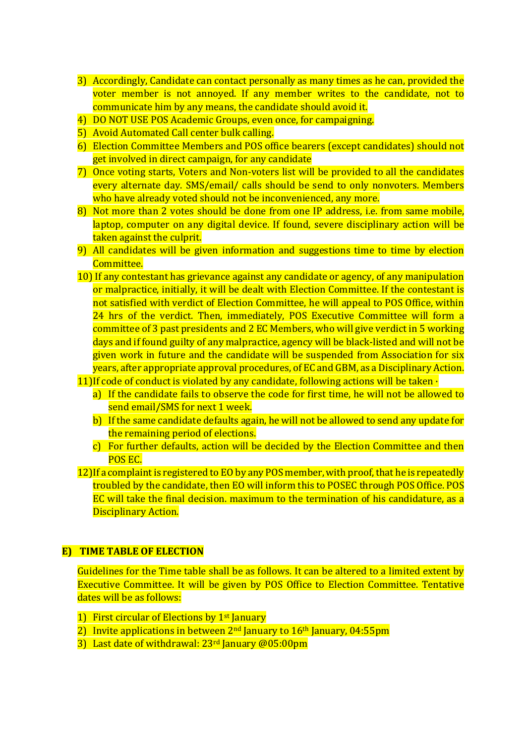3) Accordingly, Candidate can contact personally as many times as he can, provided the voter member is not annoyed. If any member writes to the candidate, not to communicate him by any means, the candidate should avoid it.
4) DO NOT USE POS Academic Groups, even once, for campaigning.
5) Avoid Automated Call center bulk calling.
6) Election Committee Members and POS office bearers (except candidates) should not get involved in direct campaign, for any candidate
7) Once voting starts, Voters and Non-voters list will be provided to all the candidates every alternate day. SMS/email/ calls should be send to only nonvoters. Members who have already voted should not be inconvenienced, any more.
8) Not more than 2 votes should be done from one IP address, i.e. from same mobile, laptop, computer on any digital device. If found, severe disciplinary action will be taken against the culprit.
9) All candidates will be given information and suggestions time to time by election Committee.
10) If any contestant has grievance against any candidate or agency, of any manipulation or malpractice, initially, it will be dealt with Election Committee. If the contestant is not satisfied with verdict of Election Committee, he will appeal to POS Office, within 24 hrs of the verdict. Then, immediately, POS Executive Committee will form a committee of 3 past presidents and 2 EC Members, who will give verdict in 5 working days and if found guilty of any malpractice, agency will be black-listed and will not be given work in future and the candidate will be suspended from Association for six years, after appropriate approval procedures, of EC and GBM, as a Disciplinary Action.
11) If code of conduct is violated by any candidate, following actions will be taken ·
    a) If the candidate fails to observe the code for first time, he will not be allowed to send email/SMS for next 1 week.
    b) If the same candidate defaults again, he will not be allowed to send any update for the remaining period of elections.
    c) For further defaults, action will be decided by the Election Committee and then POS EC.
12) If a complaint is registered to EO by any POS member, with proof, that he is repeatedly troubled by the candidate, then EO will inform this to POSEC through POS Office. POS EC will take the final decision. maximum to the termination of his candidature, as a Disciplinary Action.

## E) TIME TABLE OF ELECTION

Guidelines for the Time table shall be as follows. It can be altered to a limited extent by Executive Committee. It will be given by POS Office to Election Committee. Tentative dates will be as follows:

1) First circular of Elections by 1st January
2) Invite applications in between 2nd January to 16th January, 04:55pm
3) Last date of withdrawal: 23rd January @05:00pm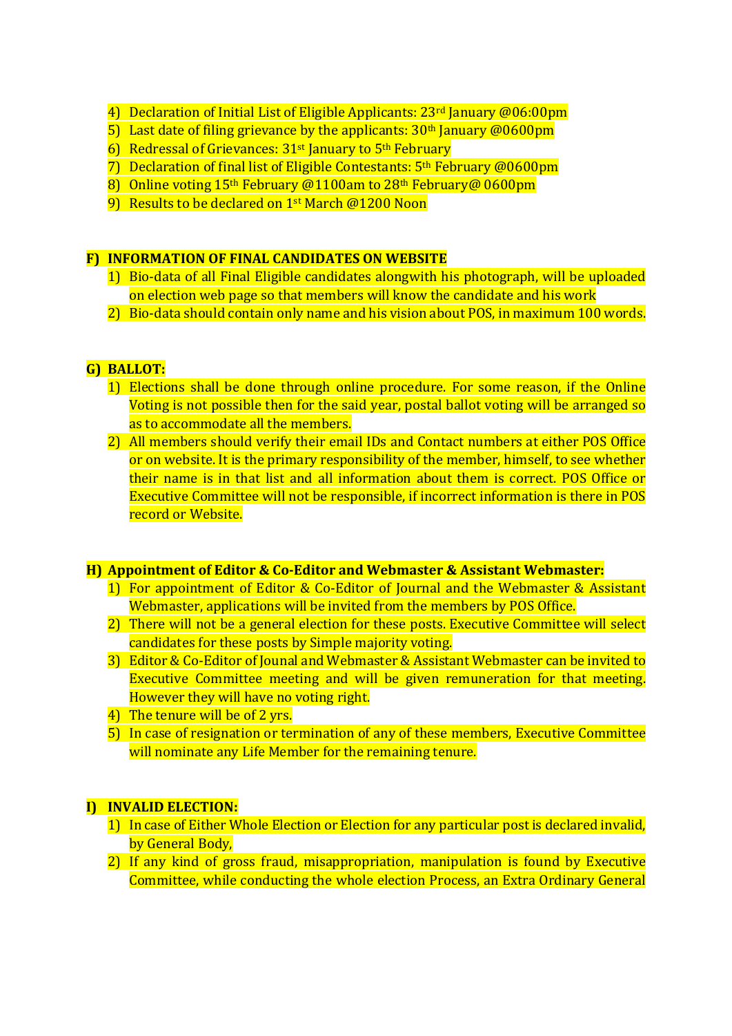4) Declaration of Initial List of Eligible Applicants: 23rd January @06:00pm
5) Last date of filing grievance by the applicants: 30th January @0600pm
6) Redressal of Grievances: 31st January to 5th February
7) Declaration of final list of Eligible Contestants: 5th February @0600pm
8) Online voting 15th February @1100am to 28th February@ 0600pm
9) Results to be declared on 1st March @1200 Noon

**F) INFORMATION OF FINAL CANDIDATES ON WEBSITE**

1) Bio-data of all Final Eligible candidates alongwith his photograph, will be uploaded on election web page so that members will know the candidate and his work
2) Bio-data should contain only name and his vision about POS, in maximum 100 words.

**G) BALLOT:**

1) Elections shall be done through online procedure. For some reason, if the Online Voting is not possible then for the said year, postal ballot voting will be arranged so as to accommodate all the members.
2) All members should verify their email IDs and Contact numbers at either POS Office or on website. It is the primary responsibility of the member, himself, to see whether their name is in that list and all information about them is correct. POS Office or Executive Committee will not be responsible, if incorrect information is there in POS record or Website.

**H) Appointment of Editor & Co-Editor and Webmaster & Assistant Webmaster:**

1) For appointment of Editor & Co-Editor of Journal and the Webmaster & Assistant Webmaster, applications will be invited from the members by POS Office.
2) There will not be a general election for these posts. Executive Committee will select candidates for these posts by Simple majority voting.
3) Editor & Co-Editor of Jounal and Webmaster & Assistant Webmaster can be invited to Executive Committee meeting and will be given remuneration for that meeting. However they will have no voting right.
4) The tenure will be of 2 yrs.
5) In case of resignation or termination of any of these members, Executive Committee will nominate any Life Member for the remaining tenure.

**I) INVALID ELECTION:**

1) In case of Either Whole Election or Election for any particular post is declared invalid, by General Body,
2) If any kind of gross fraud, misappropriation, manipulation is found by Executive Committee, while conducting the whole election Process, an Extra Ordinary General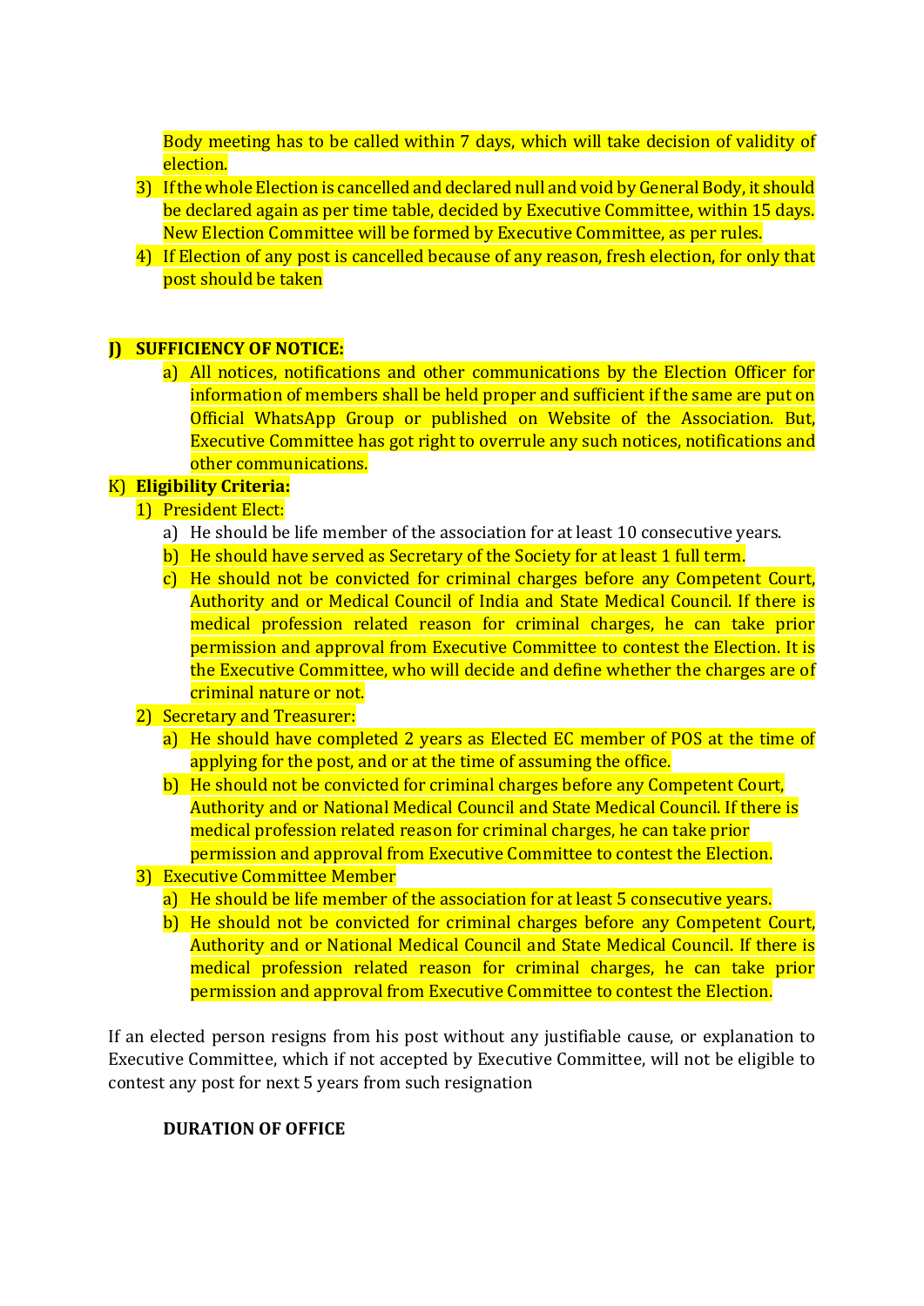Body meeting has to be called within 7 days, which will take decision of validity of election.

3) If the whole Election is cancelled and declared null and void by General Body, it should be declared again as per time table, decided by Executive Committee, within 15 days. New Election Committee will be formed by Executive Committee, as per rules.
4) If Election of any post is cancelled because of any reason, fresh election, for only that post should be taken

**J) SUFFICIENCY OF NOTICE:**

a) All notices, notifications and other communications by the Election Officer for information of members shall be held proper and sufficient if the same are put on Official WhatsApp Group or published on Website of the Association. But, Executive Committee has got right to overrule any such notices, notifications and other communications.

K) **Eligibility Criteria:**

1) President Elect:
   a) He should be life member of the association for at least 10 consecutive years.
   b) He should have served as Secretary of the Society for at least 1 full term.
   c) He should not be convicted for criminal charges before any Competent Court, Authority and or Medical Council of India and State Medical Council. If there is medical profession related reason for criminal charges, he can take prior permission and approval from Executive Committee to contest the Election. It is the Executive Committee, who will decide and define whether the charges are of criminal nature or not.
2) Secretary and Treasurer:
   a) He should have completed 2 years as Elected EC member of POS at the time of applying for the post, and or at the time of assuming the office.
   b) He should not be convicted for criminal charges before any Competent Court, Authority and or National Medical Council and State Medical Council. If there is medical profession related reason for criminal charges, he can take prior permission and approval from Executive Committee to contest the Election.
3) Executive Committee Member
   a) He should be life member of the association for at least 5 consecutive years.
   b) He should not be convicted for criminal charges before any Competent Court, Authority and or National Medical Council and State Medical Council. If there is medical profession related reason for criminal charges, he can take prior permission and approval from Executive Committee to contest the Election.

If an elected person resigns from his post without any justifiable cause, or explanation to Executive Committee, which if not accepted by Executive Committee, will not be eligible to contest any post for next 5 years from such resignation

**DURATION OF OFFICE**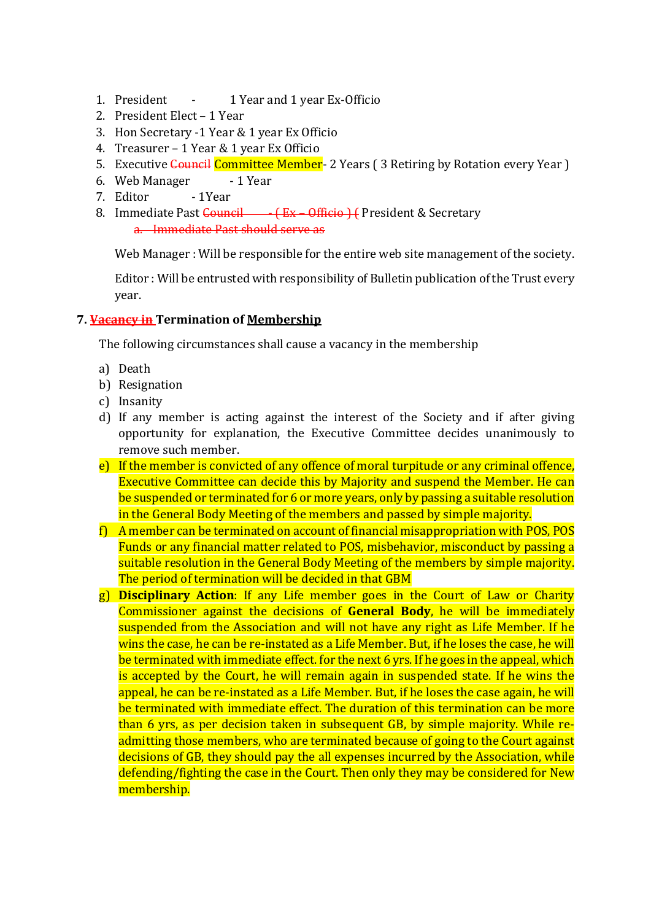1. President - 1 Year and 1 year Ex-Officio
2. President Elect – 1 Year
3. Hon Secretary -1 Year & 1 year Ex Officio
4. Treasurer – 1 Year & 1 year Ex Officio
5. Executive ~~Council~~ Committee Member- 2 Years ( 3 Retiring by Rotation every Year )
6. Web Manager - 1 Year
7. Editor - 1Year
8. Immediate Past ~~Council - ( Ex – Officio ) (~~ President & Secretary
    a. ~~Immediate Past should serve as~~

Web Manager : Will be responsible for the entire web site management of the society.

Editor : Will be entrusted with responsibility of Bulletin publication of the Trust every year.

**7. ~~Vacancy in~~ Termination of Membership**

The following circumstances shall cause a vacancy in the membership

a) Death
b) Resignation
c) Insanity
d) If any member is acting against the interest of the Society and if after giving opportunity for explanation, the Executive Committee decides unanimously to remove such member.
e) If the member is convicted of any offence of moral turpitude or any criminal offence, Executive Committee can decide this by Majority and suspend the Member. He can be suspended or terminated for 6 or more years, only by passing a suitable resolution in the General Body Meeting of the members and passed by simple majority.
f) A member can be terminated on account of financial misappropriation with POS, POS Funds or any financial matter related to POS, misbehavior, misconduct by passing a suitable resolution in the General Body Meeting of the members by simple majority. The period of termination will be decided in that GBM
g) **Disciplinary Action**: If any Life member goes in the Court of Law or Charity Commissioner against the decisions of **General Body**, he will be immediately suspended from the Association and will not have any right as Life Member. If he wins the case, he can be re-instated as a Life Member. But, if he loses the case, he will be terminated with immediate effect. for the next 6 yrs. If he goes in the appeal, which is accepted by the Court, he will remain again in suspended state. If he wins the appeal, he can be re-instated as a Life Member. But, if he loses the case again, he will be terminated with immediate effect. The duration of this termination can be more than 6 yrs, as per decision taken in subsequent GB, by simple majority. While re-admitting those members, who are terminated because of going to the Court against decisions of GB, they should pay the all expenses incurred by the Association, while defending/fighting the case in the Court. Then only they may be considered for New membership.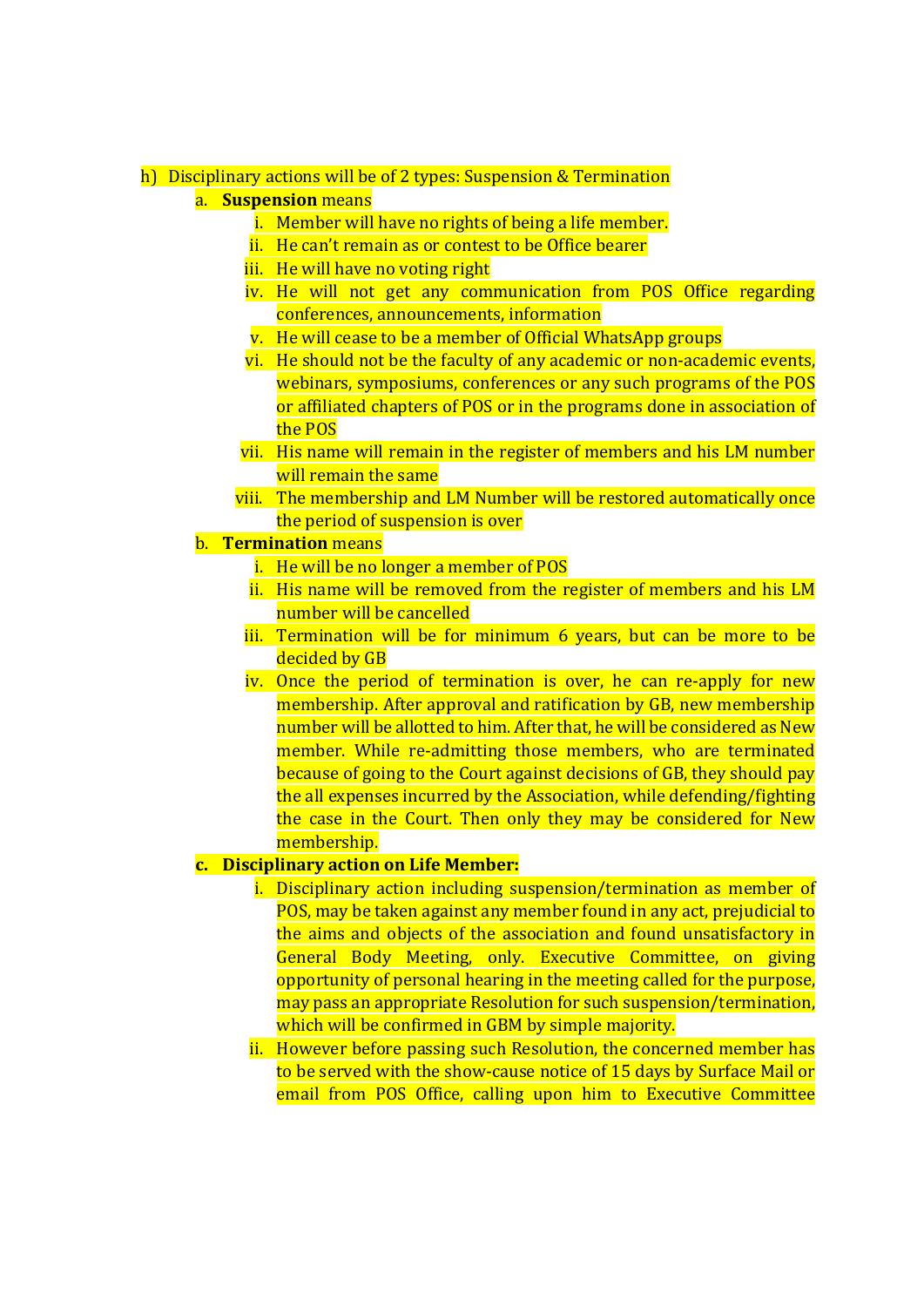h) Disciplinary actions will be of 2 types: Suspension & Termination

   a. **Suspension** means

      i. Member will have no rights of being a life member.
      ii. He can't remain as or contest to be Office bearer
      iii. He will have no voting right
      iv. He will not get any communication from POS Office regarding conferences, announcements, information
      v. He will cease to be a member of Official WhatsApp groups
      vi. He should not be the faculty of any academic or non-academic events, webinars, symposiums, conferences or any such programs of the POS or affiliated chapters of POS or in the programs done in association of the POS
      vii. His name will remain in the register of members and his LM number will remain the same
      viii. The membership and LM Number will be restored automatically once the period of suspension is over

   b. **Termination** means

      i. He will be no longer a member of POS
      ii. His name will be removed from the register of members and his LM number will be cancelled
      iii. Termination will be for minimum 6 years, but can be more to be decided by GB
      iv. Once the period of termination is over, he can re-apply for new membership. After approval and ratification by GB, new membership number will be allotted to him. After that, he will be considered as New member. While re-admitting those members, who are terminated because of going to the Court against decisions of GB, they should pay the all expenses incurred by the Association, while defending/fighting the case in the Court. Then only they may be considered for New membership.

   c. **Disciplinary action on Life Member:**

      i. Disciplinary action including suspension/termination as member of POS, may be taken against any member found in any act, prejudicial to the aims and objects of the association and found unsatisfactory in General Body Meeting, only. Executive Committee, on giving opportunity of personal hearing in the meeting called for the purpose, may pass an appropriate Resolution for such suspension/termination, which will be confirmed in GBM by simple majority.
      ii. However before passing such Resolution, the concerned member has to be served with the show-cause notice of 15 days by Surface Mail or email from POS Office, calling upon him to Executive Committee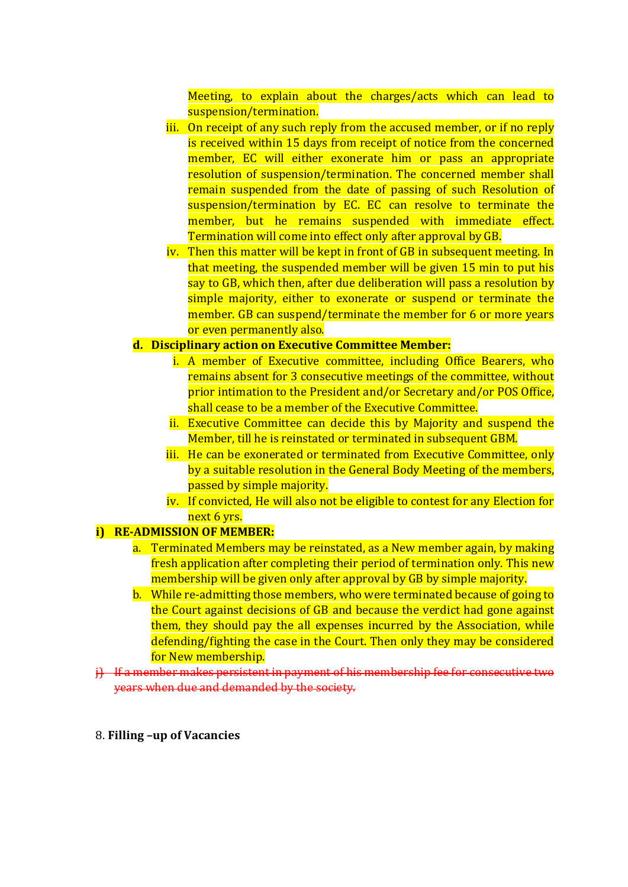Meeting, to explain about the charges/acts which can lead to suspension/termination.

iii. On receipt of any such reply from the accused member, or if no reply is received within 15 days from receipt of notice from the concerned member, EC will either exonerate him or pass an appropriate resolution of suspension/termination. The concerned member shall remain suspended from the date of passing of such Resolution of suspension/termination by EC. EC can resolve to terminate the member, but he remains suspended with immediate effect. Termination will come into effect only after approval by GB.

iv. Then this matter will be kept in front of GB in subsequent meeting. In that meeting, the suspended member will be given 15 min to put his say to GB, which then, after due deliberation will pass a resolution by simple majority, either to exonerate or suspend or terminate the member. GB can suspend/terminate the member for 6 or more years or even permanently also.

**d. Disciplinary action on Executive Committee Member:**

i. A member of Executive committee, including Office Bearers, who remains absent for 3 consecutive meetings of the committee, without prior intimation to the President and/or Secretary and/or POS Office, shall cease to be a member of the Executive Committee.

ii. Executive Committee can decide this by Majority and suspend the Member, till he is reinstated or terminated in subsequent GBM.

iii. He can be exonerated or terminated from Executive Committee, only by a suitable resolution in the General Body Meeting of the members, passed by simple majority.

iv. If convicted, He will also not be eligible to contest for any Election for next 6 yrs.

**i) RE-ADMISSION OF MEMBER:**

a. Terminated Members may be reinstated, as a New member again, by making fresh application after completing their period of termination only. This new membership will be given only after approval by GB by simple majority.

b. While re-admitting those members, who were terminated because of going to the Court against decisions of GB and because the verdict had gone against them, they should pay the all expenses incurred by the Association, while defending/fighting the case in the Court. Then only they may be considered for New membership.

~~j) If a member makes persistent in payment of his membership fee for consecutive two years when due and demanded by the society.~~

8. **Filling –up of Vacancies**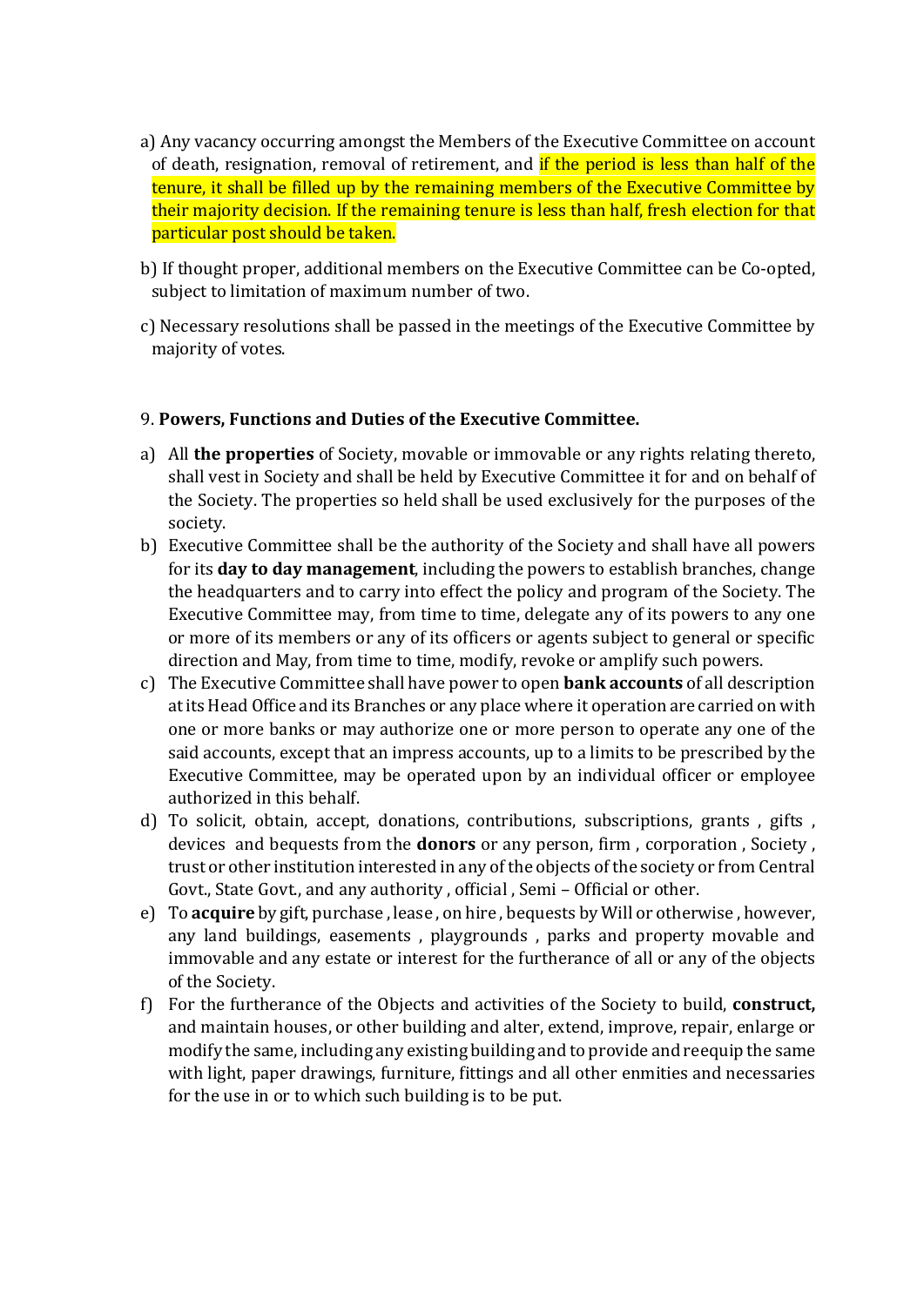a) Any vacancy occurring amongst the Members of the Executive Committee on account of death, resignation, removal of retirement, and if the period is less than half of the tenure, it shall be filled up by the remaining members of the Executive Committee by their majority decision. If the remaining tenure is less than half, fresh election for that particular post should be taken.

b) If thought proper, additional members on the Executive Committee can be Co-opted, subject to limitation of maximum number of two.

c) Necessary resolutions shall be passed in the meetings of the Executive Committee by majority of votes.

9. **Powers, Functions and Duties of the Executive Committee.**

a) All **the properties** of Society, movable or immovable or any rights relating thereto, shall vest in Society and shall be held by Executive Committee it for and on behalf of the Society. The properties so held shall be used exclusively for the purposes of the society.

b) Executive Committee shall be the authority of the Society and shall have all powers for its **day to day management**, including the powers to establish branches, change the headquarters and to carry into effect the policy and program of the Society. The Executive Committee may, from time to time, delegate any of its powers to any one or more of its members or any of its officers or agents subject to general or specific direction and May, from time to time, modify, revoke or amplify such powers.

c) The Executive Committee shall have power to open **bank accounts** of all description at its Head Office and its Branches or any place where it operation are carried on with one or more banks or may authorize one or more person to operate any one of the said accounts, except that an impress accounts, up to a limits to be prescribed by the Executive Committee, may be operated upon by an individual officer or employee authorized in this behalf.

d) To solicit, obtain, accept, donations, contributions, subscriptions, grants , gifts , devices and bequests from the **donors** or any person, firm , corporation , Society , trust or other institution interested in any of the objects of the society or from Central Govt., State Govt., and any authority , official , Semi – Official or other.

e) To **acquire** by gift, purchase , lease , on hire , bequests by Will or otherwise , however, any land buildings, easements , playgrounds , parks and property movable and immovable and any estate or interest for the furtherance of all or any of the objects of the Society.

f) For the furtherance of the Objects and activities of the Society to build, **construct,** and maintain houses, or other building and alter, extend, improve, repair, enlarge or modify the same, including any existing building and to provide and reequip the same with light, paper drawings, furniture, fittings and all other enmities and necessaries for the use in or to which such building is to be put.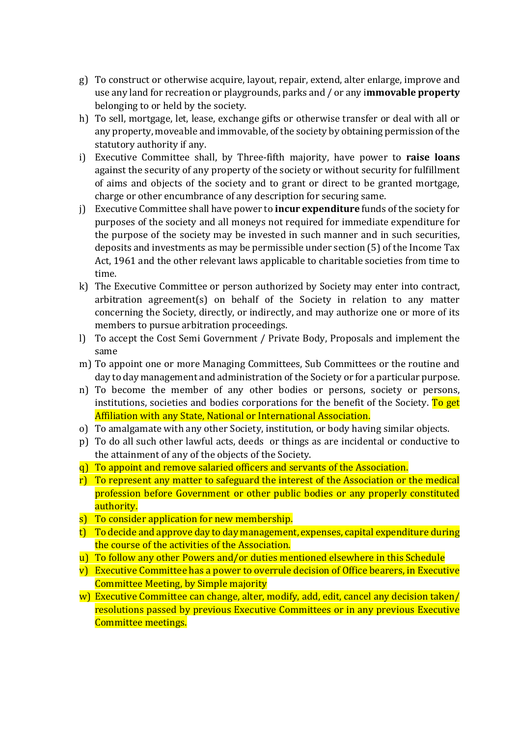g) To construct or otherwise acquire, layout, repair, extend, alter enlarge, improve and use any land for recreation or playgrounds, parks and / or any i**mmovable property** belonging to or held by the society.
h) To sell, mortgage, let, lease, exchange gifts or otherwise transfer or deal with all or any property, moveable and immovable, of the society by obtaining permission of the statutory authority if any.
i) Executive Committee shall, by Three-fifth majority, have power to **raise loans** against the security of any property of the society or without security for fulfillment of aims and objects of the society and to grant or direct to be granted mortgage, charge or other encumbrance of any description for securing same.
j) Executive Committee shall have power to **incur expenditure** funds of the society for purposes of the society and all moneys not required for immediate expenditure for the purpose of the society may be invested in such manner and in such securities, deposits and investments as may be permissible under section (5) of the Income Tax Act, 1961 and the other relevant laws applicable to charitable societies from time to time.
k) The Executive Committee or person authorized by Society may enter into contract, arbitration agreement(s) on behalf of the Society in relation to any matter concerning the Society, directly, or indirectly, and may authorize one or more of its members to pursue arbitration proceedings.
l) To accept the Cost Semi Government / Private Body, Proposals and implement the same
m) To appoint one or more Managing Committees, Sub Committees or the routine and day to day management and administration of the Society or for a particular purpose.
n) To become the member of any other bodies or persons, society or persons, institutions, societies and bodies corporations for the benefit of the Society. To get Affiliation with any State, National or International Association.
o) To amalgamate with any other Society, institution, or body having similar objects.
p) To do all such other lawful acts, deeds or things as are incidental or conductive to the attainment of any of the objects of the Society.
q) To appoint and remove salaried officers and servants of the Association.
r) To represent any matter to safeguard the interest of the Association or the medical profession before Government or other public bodies or any properly constituted authority.
s) To consider application for new membership.
t) To decide and approve day to day management, expenses, capital expenditure during the course of the activities of the Association.
u) To follow any other Powers and/or duties mentioned elsewhere in this Schedule
v) Executive Committee has a power to overrule decision of Office bearers, in Executive Committee Meeting, by Simple majority
w) Executive Committee can change, alter, modify, add, edit, cancel any decision taken/ resolutions passed by previous Executive Committees or in any previous Executive Committee meetings.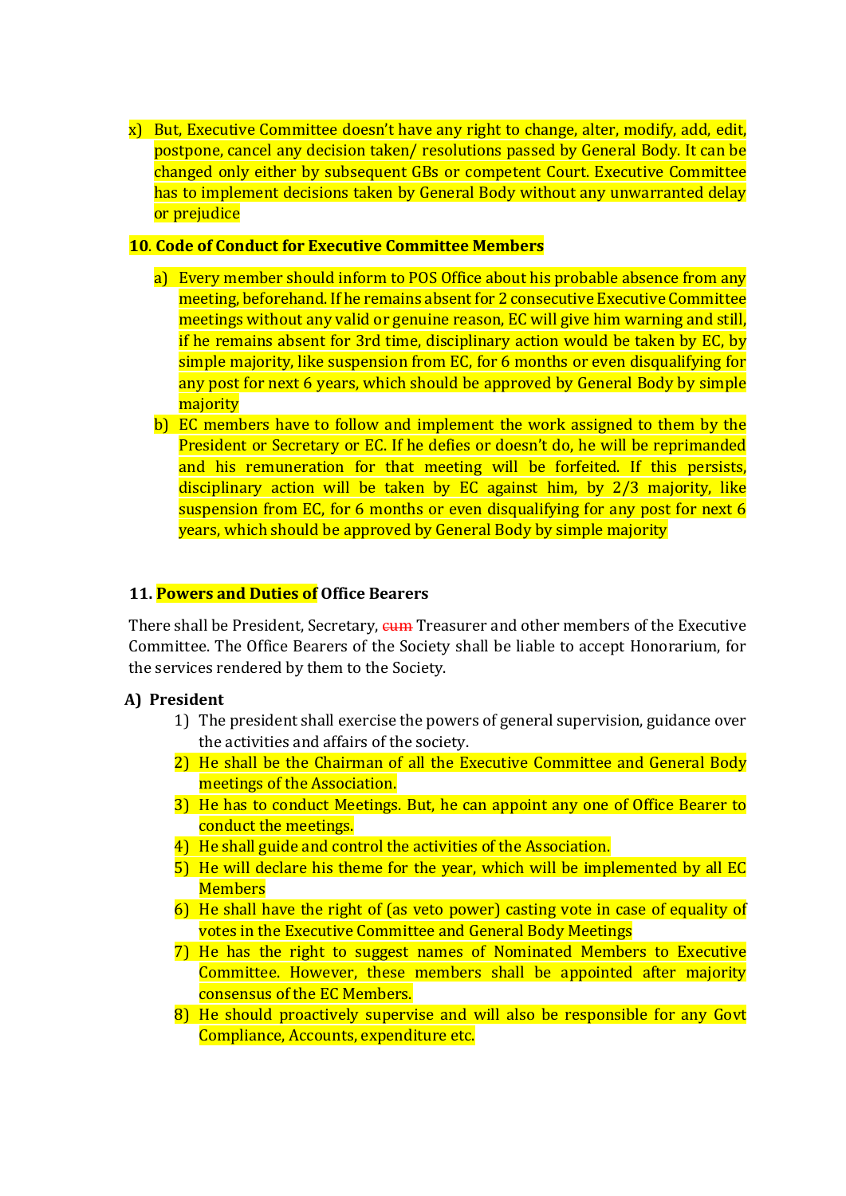x) But, Executive Committee doesn't have any right to change, alter, modify, add, edit, postpone, cancel any decision taken/ resolutions passed by General Body. It can be changed only either by subsequent GBs or competent Court. Executive Committee has to implement decisions taken by General Body without any unwarranted delay or prejudice

**10. Code of Conduct for Executive Committee Members**

a) Every member should inform to POS Office about his probable absence from any meeting, beforehand. If he remains absent for 2 consecutive Executive Committee meetings without any valid or genuine reason, EC will give him warning and still, if he remains absent for 3rd time, disciplinary action would be taken by EC, by simple majority, like suspension from EC, for 6 months or even disqualifying for any post for next 6 years, which should be approved by General Body by simple majority

b) EC members have to follow and implement the work assigned to them by the President or Secretary or EC. If he defies or doesn't do, he will be reprimanded and his remuneration for that meeting will be forfeited. If this persists, disciplinary action will be taken by EC against him, by 2/3 majority, like suspension from EC, for 6 months or even disqualifying for any post for next 6 years, which should be approved by General Body by simple majority

**11. Powers and Duties of Office Bearers**

There shall be President, Secretary, ~~cum~~ Treasurer and other members of the Executive Committee. The Office Bearers of the Society shall be liable to accept Honorarium, for the services rendered by them to the Society.

**A) President**

1) The president shall exercise the powers of general supervision, guidance over the activities and affairs of the society.
2) He shall be the Chairman of all the Executive Committee and General Body meetings of the Association.
3) He has to conduct Meetings. But, he can appoint any one of Office Bearer to conduct the meetings.
4) He shall guide and control the activities of the Association.
5) He will declare his theme for the year, which will be implemented by all EC Members
6) He shall have the right of (as veto power) casting vote in case of equality of votes in the Executive Committee and General Body Meetings
7) He has the right to suggest names of Nominated Members to Executive Committee. However, these members shall be appointed after majority consensus of the EC Members.
8) He should proactively supervise and will also be responsible for any Govt Compliance, Accounts, expenditure etc.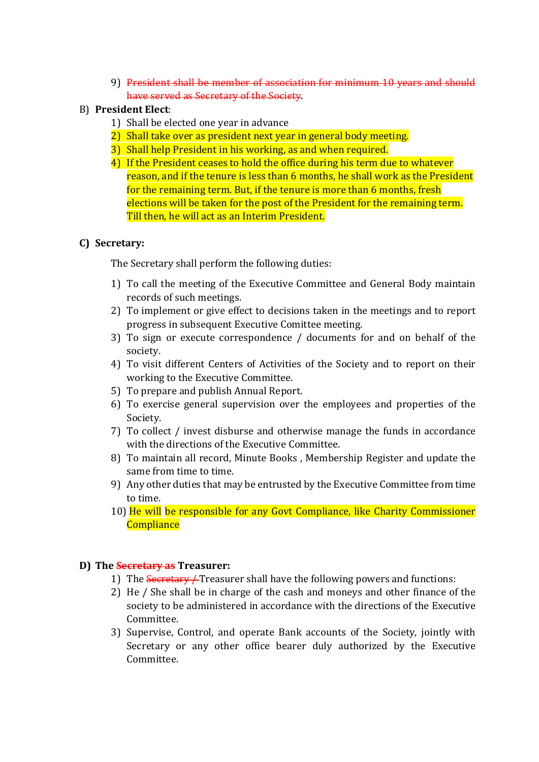9) ~~President shall be member of association for minimum 10 years and should have served as Secretary of the Society~~.

B) **President Elect**:

1) Shall be elected one year in advance
2) Shall take over as president next year in general body meeting.
3) Shall help President in his working, as and when required.
4) If the President ceases to hold the office during his term due to whatever reason, and if the tenure is less than 6 months, he shall work as the President for the remaining term. But, if the tenure is more than 6 months, fresh elections will be taken for the post of the President for the remaining term. Till then, he will act as an Interim President.

**C) Secretary:**

The Secretary shall perform the following duties:

1) To call the meeting of the Executive Committee and General Body maintain records of such meetings.
2) To implement or give effect to decisions taken in the meetings and to report progress in subsequent Executive Comittee meeting.
3) To sign or execute correspondence / documents for and on behalf of the society.
4) To visit different Centers of Activities of the Society and to report on their working to the Executive Committee.
5) To prepare and publish Annual Report.
6) To exercise general supervision over the employees and properties of the Society.
7) To collect / invest disburse and otherwise manage the funds in accordance with the directions of the Executive Committee.
8) To maintain all record, Minute Books , Membership Register and update the same from time to time.
9) Any other duties that may be entrusted by the Executive Committee from time to time.
10) He will be responsible for any Govt Compliance, like Charity Commissioner Compliance

**D) The ~~Secretary as~~ Treasurer:**

1) The ~~Secretary /~~ Treasurer shall have the following powers and functions:
2) He / She shall be in charge of the cash and moneys and other finance of the society to be administered in accordance with the directions of the Executive Committee.
3) Supervise, Control, and operate Bank accounts of the Society, jointly with Secretary or any other office bearer duly authorized by the Executive Committee.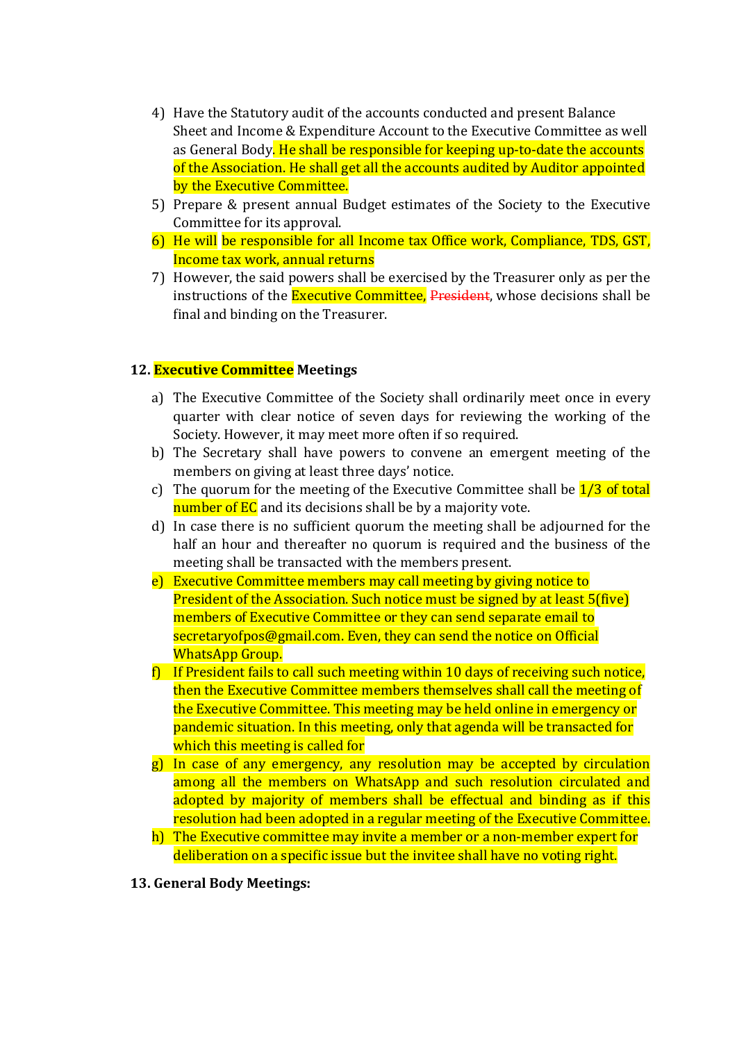4) Have the Statutory audit of the accounts conducted and present Balance Sheet and Income & Expenditure Account to the Executive Committee as well as General Body. He shall be responsible for keeping up-to-date the accounts of the Association. He shall get all the accounts audited by Auditor appointed by the Executive Committee.
5) Prepare & present annual Budget estimates of the Society to the Executive Committee for its approval.
6) He will be responsible for all Income tax Office work, Compliance, TDS, GST, Income tax work, annual returns
7) However, the said powers shall be exercised by the Treasurer only as per the instructions of the Executive Committee, ~~President~~, whose decisions shall be final and binding on the Treasurer.

**12. Executive Committee Meetings**

a) The Executive Committee of the Society shall ordinarily meet once in every quarter with clear notice of seven days for reviewing the working of the Society. However, it may meet more often if so required.
b) The Secretary shall have powers to convene an emergent meeting of the members on giving at least three days' notice.
c) The quorum for the meeting of the Executive Committee shall be 1/3 of total number of EC and its decisions shall be by a majority vote.
d) In case there is no sufficient quorum the meeting shall be adjourned for the half an hour and thereafter no quorum is required and the business of the meeting shall be transacted with the members present.
e) Executive Committee members may call meeting by giving notice to President of the Association. Such notice must be signed by at least 5(five) members of Executive Committee or they can send separate email to secretaryofpos@gmail.com. Even, they can send the notice on Official WhatsApp Group.
f) If President fails to call such meeting within 10 days of receiving such notice, then the Executive Committee members themselves shall call the meeting of the Executive Committee. This meeting may be held online in emergency or pandemic situation. In this meeting, only that agenda will be transacted for which this meeting is called for
g) In case of any emergency, any resolution may be accepted by circulation among all the members on WhatsApp and such resolution circulated and adopted by majority of members shall be effectual and binding as if this resolution had been adopted in a regular meeting of the Executive Committee.
h) The Executive committee may invite a member or a non-member expert for deliberation on a specific issue but the invitee shall have no voting right.

**13. General Body Meetings:**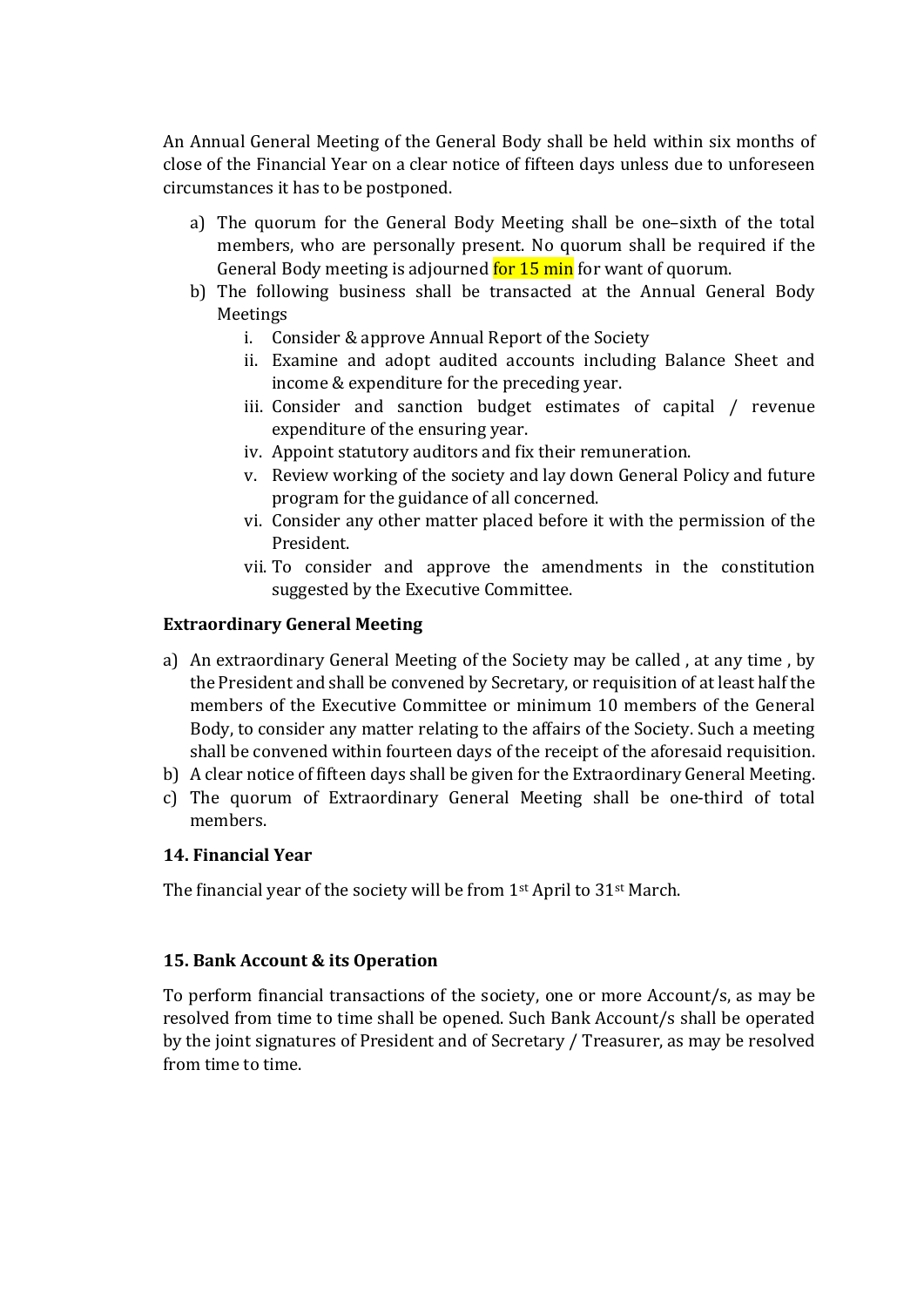An Annual General Meeting of the General Body shall be held within six months of close of the Financial Year on a clear notice of fifteen days unless due to unforeseen circumstances it has to be postponed.

a) The quorum for the General Body Meeting shall be one–sixth of the total members, who are personally present. No quorum shall be required if the General Body meeting is adjourned for 15 min for want of quorum.
b) The following business shall be transacted at the Annual General Body Meetings
    i. Consider & approve Annual Report of the Society
    ii. Examine and adopt audited accounts including Balance Sheet and income & expenditure for the preceding year.
    iii. Consider and sanction budget estimates of capital / revenue expenditure of the ensuring year.
    iv. Appoint statutory auditors and fix their remuneration.
    v. Review working of the society and lay down General Policy and future program for the guidance of all concerned.
    vi. Consider any other matter placed before it with the permission of the President.
    vii. To consider and approve the amendments in the constitution suggested by the Executive Committee.

**Extraordinary General Meeting**

a) An extraordinary General Meeting of the Society may be called , at any time , by the President and shall be convened by Secretary, or requisition of at least half the members of the Executive Committee or minimum 10 members of the General Body, to consider any matter relating to the affairs of the Society. Such a meeting shall be convened within fourteen days of the receipt of the aforesaid requisition.
b) A clear notice of fifteen days shall be given for the Extraordinary General Meeting.
c) The quorum of Extraordinary General Meeting shall be one-third of total members.

**14. Financial Year**

The financial year of the society will be from 1st April to 31st March.

**15. Bank Account & its Operation**

To perform financial transactions of the society, one or more Account/s, as may be resolved from time to time shall be opened. Such Bank Account/s shall be operated by the joint signatures of President and of Secretary / Treasurer, as may be resolved from time to time.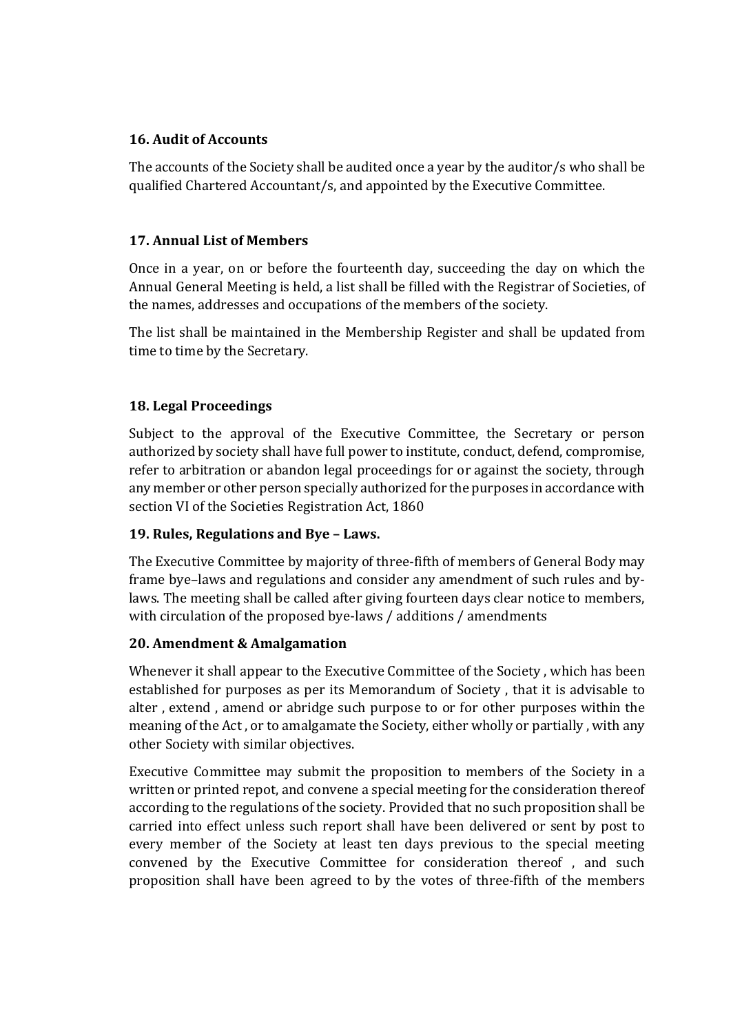### 16. Audit of Accounts

The accounts of the Society shall be audited once a year by the auditor/s who shall be qualified Chartered Accountant/s, and appointed by the Executive Committee.

### 17. Annual List of Members

Once in a year, on or before the fourteenth day, succeeding the day on which the Annual General Meeting is held, a list shall be filled with the Registrar of Societies, of the names, addresses and occupations of the members of the society.

The list shall be maintained in the Membership Register and shall be updated from time to time by the Secretary.

### 18. Legal Proceedings

Subject to the approval of the Executive Committee, the Secretary or person authorized by society shall have full power to institute, conduct, defend, compromise, refer to arbitration or abandon legal proceedings for or against the society, through any member or other person specially authorized for the purposes in accordance with section VI of the Societies Registration Act, 1860

### 19. Rules, Regulations and Bye – Laws.

The Executive Committee by majority of three-fifth of members of General Body may frame bye–laws and regulations and consider any amendment of such rules and by-laws. The meeting shall be called after giving fourteen days clear notice to members, with circulation of the proposed bye-laws / additions / amendments

### 20. Amendment & Amalgamation

Whenever it shall appear to the Executive Committee of the Society , which has been established for purposes as per its Memorandum of Society , that it is advisable to alter , extend , amend or abridge such purpose to or for other purposes within the meaning of the Act , or to amalgamate the Society, either wholly or partially , with any other Society with similar objectives.

Executive Committee may submit the proposition to members of the Society in a written or printed repot, and convene a special meeting for the consideration thereof according to the regulations of the society. Provided that no such proposition shall be carried into effect unless such report shall have been delivered or sent by post to every member of the Society at least ten days previous to the special meeting convened by the Executive Committee for consideration thereof , and such proposition shall have been agreed to by the votes of three-fifth of the members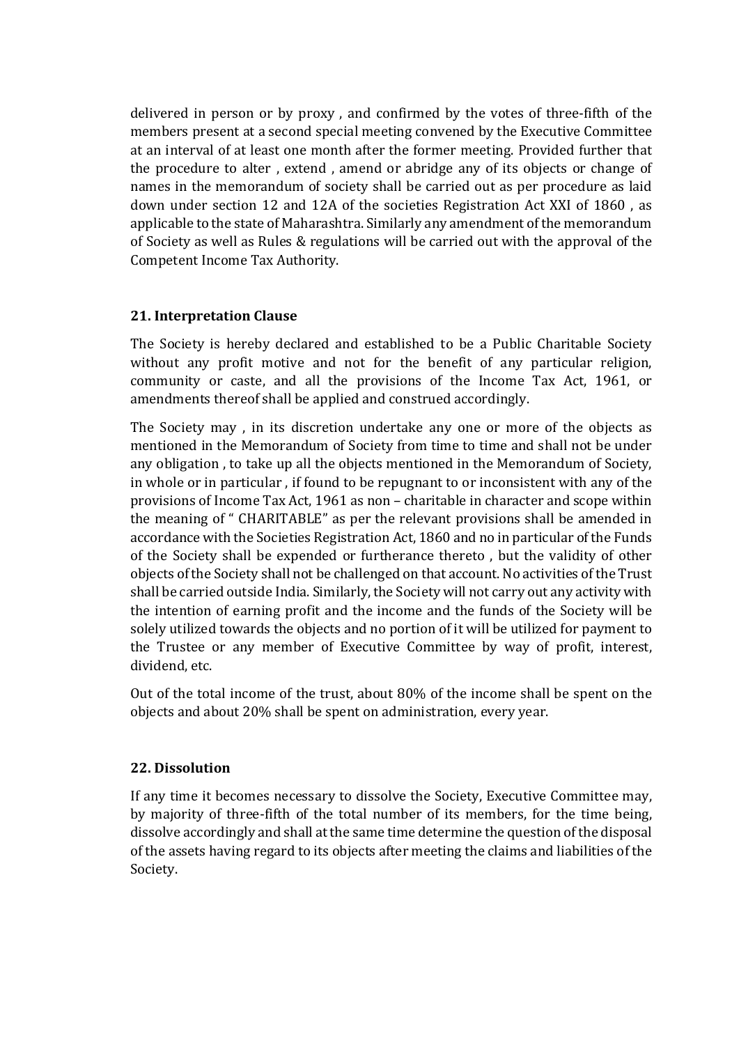delivered in person or by proxy , and confirmed by the votes of three-fifth of the members present at a second special meeting convened by the Executive Committee at an interval of at least one month after the former meeting. Provided further that the procedure to alter , extend , amend or abridge any of its objects or change of names in the memorandum of society shall be carried out as per procedure as laid down under section 12 and 12A of the societies Registration Act XXI of 1860 , as applicable to the state of Maharashtra. Similarly any amendment of the memorandum of Society as well as Rules & regulations will be carried out with the approval of the Competent Income Tax Authority.

### 21. Interpretation Clause

The Society is hereby declared and established to be a Public Charitable Society without any profit motive and not for the benefit of any particular religion, community or caste, and all the provisions of the Income Tax Act, 1961, or amendments thereof shall be applied and construed accordingly.

The Society may , in its discretion undertake any one or more of the objects as mentioned in the Memorandum of Society from time to time and shall not be under any obligation , to take up all the objects mentioned in the Memorandum of Society, in whole or in particular , if found to be repugnant to or inconsistent with any of the provisions of Income Tax Act, 1961 as non – charitable in character and scope within the meaning of " CHARITABLE" as per the relevant provisions shall be amended in accordance with the Societies Registration Act, 1860 and no in particular of the Funds of the Society shall be expended or furtherance thereto , but the validity of other objects of the Society shall not be challenged on that account. No activities of the Trust shall be carried outside India. Similarly, the Society will not carry out any activity with the intention of earning profit and the income and the funds of the Society will be solely utilized towards the objects and no portion of it will be utilized for payment to the Trustee or any member of Executive Committee by way of profit, interest, dividend, etc.

Out of the total income of the trust, about 80% of the income shall be spent on the objects and about 20% shall be spent on administration, every year.

### 22. Dissolution

If any time it becomes necessary to dissolve the Society, Executive Committee may, by majority of three-fifth of the total number of its members, for the time being, dissolve accordingly and shall at the same time determine the question of the disposal of the assets having regard to its objects after meeting the claims and liabilities of the Society.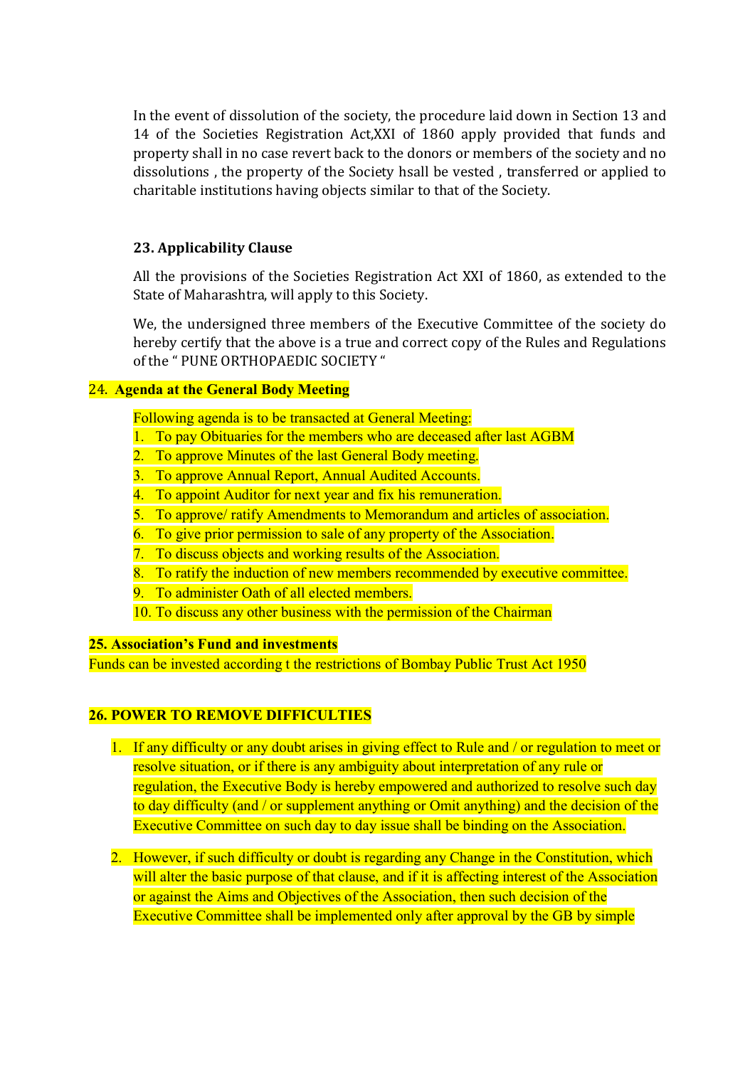In the event of dissolution of the society, the procedure laid down in Section 13 and 14 of the Societies Registration Act,XXI of 1860 apply provided that funds and property shall in no case revert back to the donors or members of the society and no dissolutions , the property of the Society hsall be vested , transferred or applied to charitable institutions having objects similar to that of the Society.

### 23. Applicability Clause

All the provisions of the Societies Registration Act XXI of 1860, as extended to the State of Maharashtra, will apply to this Society.

We, the undersigned three members of the Executive Committee of the society do hereby certify that the above is a true and correct copy of the Rules and Regulations of the " PUNE ORTHOPAEDIC SOCIETY "

### 24. Agenda at the General Body Meeting

Following agenda is to be transacted at General Meeting:

1. To pay Obituaries for the members who are deceased after last AGBM
2. To approve Minutes of the last General Body meeting.
3. To approve Annual Report, Annual Audited Accounts.
4. To appoint Auditor for next year and fix his remuneration.
5. To approve/ ratify Amendments to Memorandum and articles of association.
6. To give prior permission to sale of any property of the Association.
7. To discuss objects and working results of the Association.
8. To ratify the induction of new members recommended by executive committee.
9. To administer Oath of all elected members.
10. To discuss any other business with the permission of the Chairman

### 25. Association's Fund and investments

Funds can be invested according t the restrictions of Bombay Public Trust Act 1950

### 26. POWER TO REMOVE DIFFICULTIES

1. If any difficulty or any doubt arises in giving effect to Rule and / or regulation to meet or resolve situation, or if there is any ambiguity about interpretation of any rule or regulation, the Executive Body is hereby empowered and authorized to resolve such day to day difficulty (and / or supplement anything or Omit anything) and the decision of the Executive Committee on such day to day issue shall be binding on the Association.

2. However, if such difficulty or doubt is regarding any Change in the Constitution, which will alter the basic purpose of that clause, and if it is affecting interest of the Association or against the Aims and Objectives of the Association, then such decision of the Executive Committee shall be implemented only after approval by the GB by simple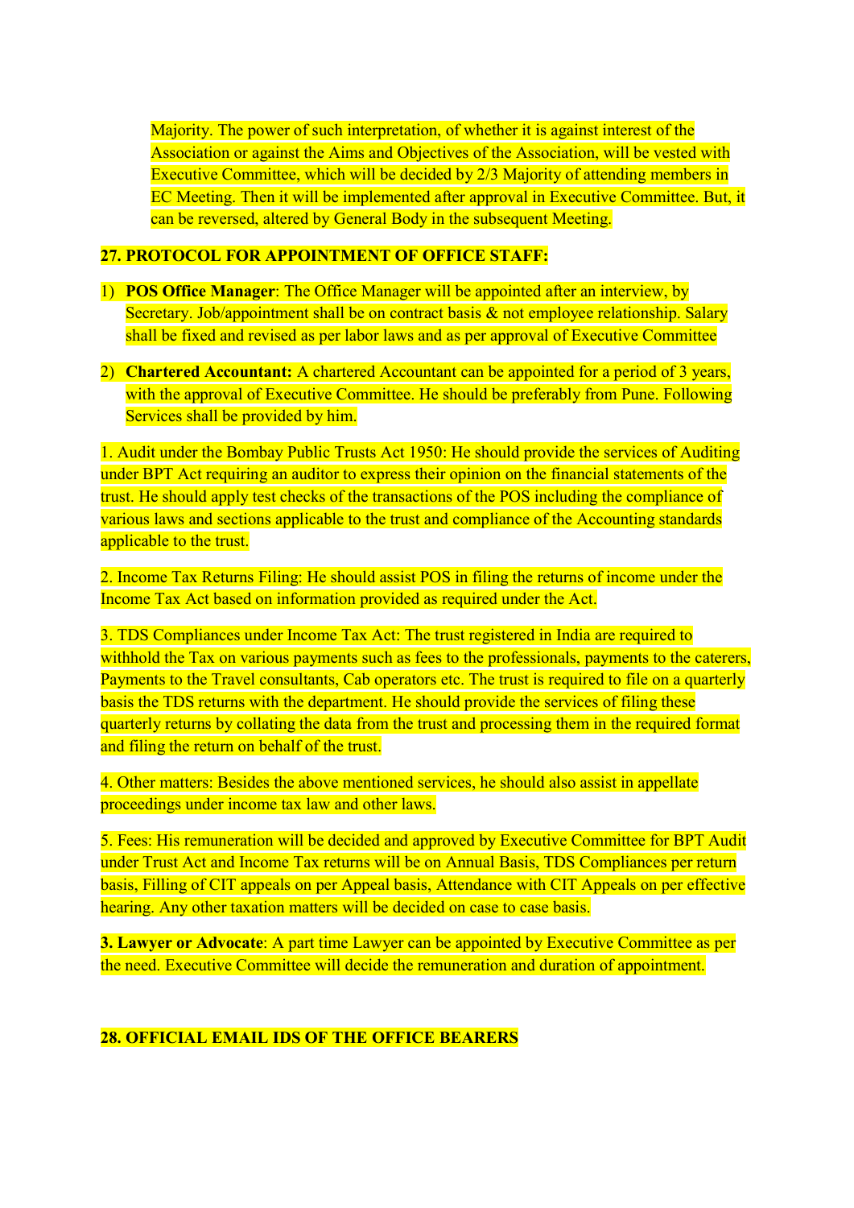Majority. The power of such interpretation, of whether it is against interest of the Association or against the Aims and Objectives of the Association, will be vested with Executive Committee, which will be decided by 2/3 Majority of attending members in EC Meeting. Then it will be implemented after approval in Executive Committee. But, it can be reversed, altered by General Body in the subsequent Meeting.

## 27. PROTOCOL FOR APPOINTMENT OF OFFICE STAFF:

1) **POS Office Manager**: The Office Manager will be appointed after an interview, by Secretary. Job/appointment shall be on contract basis & not employee relationship. Salary shall be fixed and revised as per labor laws and as per approval of Executive Committee

2) **Chartered Accountant:** A chartered Accountant can be appointed for a period of 3 years, with the approval of Executive Committee. He should be preferably from Pune. Following Services shall be provided by him.

1. Audit under the Bombay Public Trusts Act 1950: He should provide the services of Auditing under BPT Act requiring an auditor to express their opinion on the financial statements of the trust. He should apply test checks of the transactions of the POS including the compliance of various laws and sections applicable to the trust and compliance of the Accounting standards applicable to the trust.

2. Income Tax Returns Filing: He should assist POS in filing the returns of income under the Income Tax Act based on information provided as required under the Act.

3. TDS Compliances under Income Tax Act: The trust registered in India are required to withhold the Tax on various payments such as fees to the professionals, payments to the caterers, Payments to the Travel consultants, Cab operators etc. The trust is required to file on a quarterly basis the TDS returns with the department. He should provide the services of filing these quarterly returns by collating the data from the trust and processing them in the required format and filing the return on behalf of the trust.

4. Other matters: Besides the above mentioned services, he should also assist in appellate proceedings under income tax law and other laws.

5. Fees: His remuneration will be decided and approved by Executive Committee for BPT Audit under Trust Act and Income Tax returns will be on Annual Basis, TDS Compliances per return basis, Filling of CIT appeals on per Appeal basis, Attendance with CIT Appeals on per effective hearing. Any other taxation matters will be decided on case to case basis.

**3. Lawyer or Advocate**: A part time Lawyer can be appointed by Executive Committee as per the need. Executive Committee will decide the remuneration and duration of appointment.

## 28. OFFICIAL EMAIL IDS OF THE OFFICE BEARERS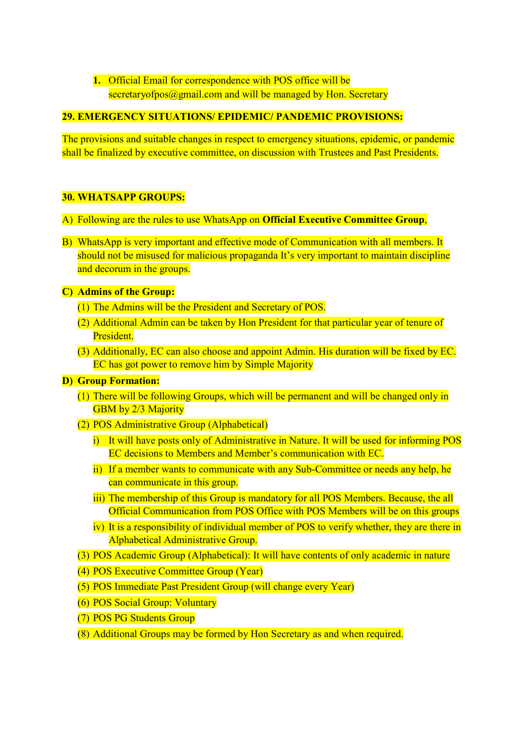1. Official Email for correspondence with POS office will be secretaryofpos@gmail.com and will be managed by Hon. Secretary

**29. EMERGENCY SITUATIONS/ EPIDEMIC/ PANDEMIC PROVISIONS:**

The provisions and suitable changes in respect to emergency situations, epidemic, or pandemic shall be finalized by executive committee, on discussion with Trustees and Past Presidents.

**30. WHATSAPP GROUPS:**

A) Following are the rules to use WhatsApp on **Official Executive Committee Group**,

B) WhatsApp is very important and effective mode of Communication with all members. It should not be misused for malicious propaganda It's very important to maintain discipline and decorum in the groups.

**C) Admins of the Group:**

(1) The Admins will be the President and Secretary of POS.

(2) Additional Admin can be taken by Hon President for that particular year of tenure of President.

(3) Additionally, EC can also choose and appoint Admin. His duration will be fixed by EC. EC has got power to remove him by Simple Majority

**D) Group Formation:**

(1) There will be following Groups, which will be permanent and will be changed only in GBM by 2/3 Majority

(2) POS Administrative Group (Alphabetical)

- i) It will have posts only of Administrative in Nature. It will be used for informing POS EC decisions to Members and Member's communication with EC.
- ii) If a member wants to communicate with any Sub-Committee or needs any help, he can communicate in this group.
- iii) The membership of this Group is mandatory for all POS Members. Because, the all Official Communication from POS Office with POS Members will be on this groups
- iv) It is a responsibility of individual member of POS to verify whether, they are there in Alphabetical Administrative Group.

(3) POS Academic Group (Alphabetical): It will have contents of only academic in nature

(4) POS Executive Committee Group (Year)

(5) POS Immediate Past President Group (will change every Year)

(6) POS Social Group: Voluntary

(7) POS PG Students Group

(8) Additional Groups may be formed by Hon Secretary as and when required.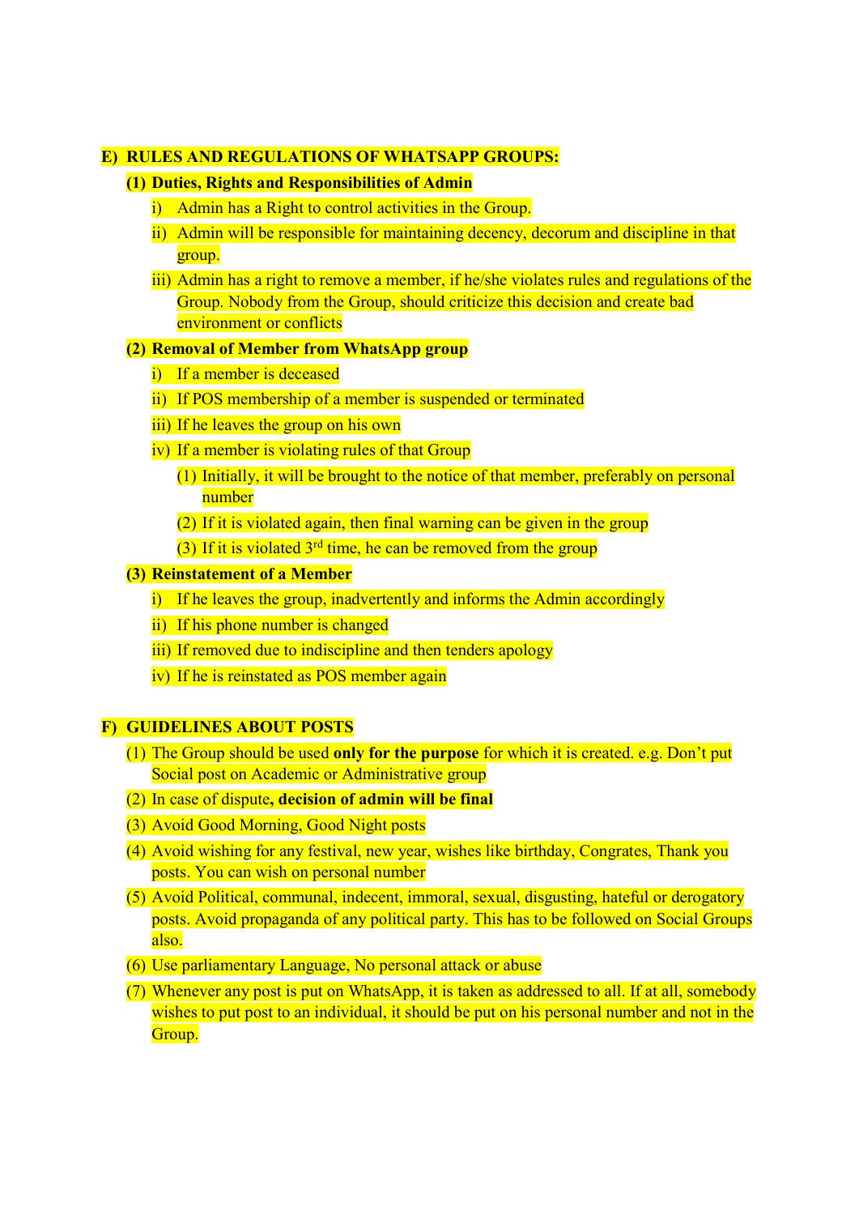## E) RULES AND REGULATIONS OF WHATSAPP GROUPS:

### (1) Duties, Rights and Responsibilities of Admin

i) Admin has a Right to control activities in the Group.

ii) Admin will be responsible for maintaining decency, decorum and discipline in that group.

iii) Admin has a right to remove a member, if he/she violates rules and regulations of the Group. Nobody from the Group, should criticize this decision and create bad environment or conflicts

### (2) Removal of Member from WhatsApp group

i) If a member is deceased

ii) If POS membership of a member is suspended or terminated

iii) If he leaves the group on his own

iv) If a member is violating rules of that Group

(1) Initially, it will be brought to the notice of that member, preferably on personal number

(2) If it is violated again, then final warning can be given in the group

(3) If it is violated 3rd time, he can be removed from the group

### (3) Reinstatement of a Member

i) If he leaves the group, inadvertently and informs the Admin accordingly

ii) If his phone number is changed

iii) If removed due to indiscipline and then tenders apology

iv) If he is reinstated as POS member again

## F) GUIDELINES ABOUT POSTS

(1) The Group should be used **only for the purpose** for which it is created. e.g. Don't put Social post on Academic or Administrative group

(2) In case of dispute**, decision of admin will be final**

(3) Avoid Good Morning, Good Night posts

(4) Avoid wishing for any festival, new year, wishes like birthday, Congrates, Thank you posts. You can wish on personal number

(5) Avoid Political, communal, indecent, immoral, sexual, disgusting, hateful or derogatory posts. Avoid propaganda of any political party. This has to be followed on Social Groups also.

(6) Use parliamentary Language, No personal attack or abuse

(7) Whenever any post is put on WhatsApp, it is taken as addressed to all. If at all, somebody wishes to put post to an individual, it should be put on his personal number and not in the Group.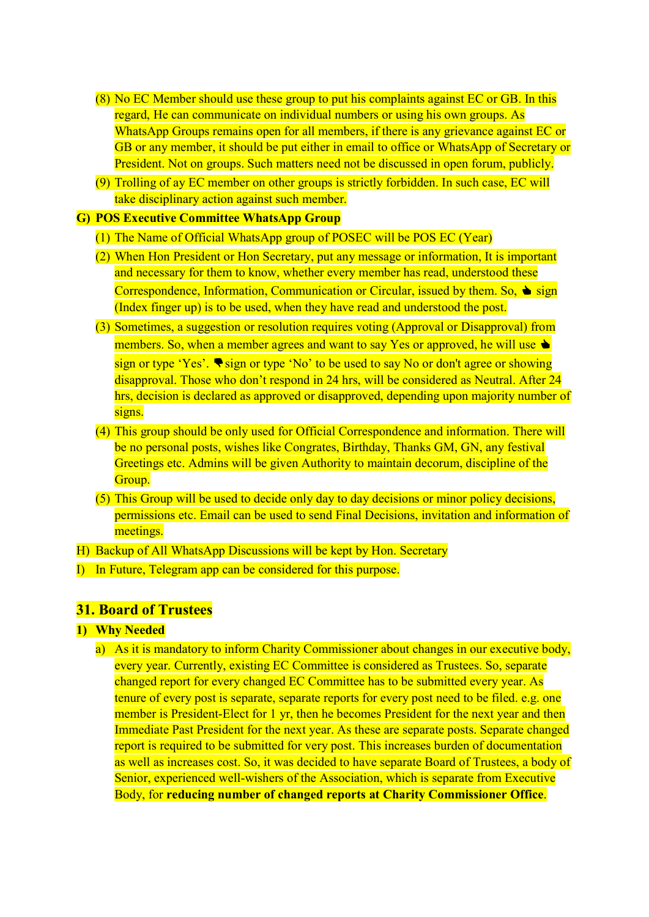(8) No EC Member should use these group to put his complaints against EC or GB. In this regard, He can communicate on individual numbers or using his own groups. As WhatsApp Groups remains open for all members, if there is any grievance against EC or GB or any member, it should be put either in email to office or WhatsApp of Secretary or President. Not on groups. Such matters need not be discussed in open forum, publicly.

(9) Trolling of ay EC member on other groups is strictly forbidden. In such case, EC will take disciplinary action against such member.

**G) POS Executive Committee WhatsApp Group**

(1) The Name of Official WhatsApp group of POSEC will be POS EC (Year)

(2) When Hon President or Hon Secretary, put any message or information, It is important and necessary for them to know, whether every member has read, understood these Correspondence, Information, Communication or Circular, issued by them. So, 👍 sign (Index finger up) is to be used, when they have read and understood the post.

(3) Sometimes, a suggestion or resolution requires voting (Approval or Disapproval) from members. So, when a member agrees and want to say Yes or approved, he will use 👍 sign or type 'Yes'. 👎 sign or type 'No' to be used to say No or don't agree or showing disapproval. Those who don't respond in 24 hrs, will be considered as Neutral. After 24 hrs, decision is declared as approved or disapproved, depending upon majority number of signs.

(4) This group should be only used for Official Correspondence and information. There will be no personal posts, wishes like Congrates, Birthday, Thanks GM, GN, any festival Greetings etc. Admins will be given Authority to maintain decorum, discipline of the Group.

(5) This Group will be used to decide only day to day decisions or minor policy decisions, permissions etc. Email can be used to send Final Decisions, invitation and information of meetings.

H) Backup of All WhatsApp Discussions will be kept by Hon. Secretary

I) In Future, Telegram app can be considered for this purpose.

## 31. Board of Trustees

**1) Why Needed**

a) As it is mandatory to inform Charity Commissioner about changes in our executive body, every year. Currently, existing EC Committee is considered as Trustees. So, separate changed report for every changed EC Committee has to be submitted every year. As tenure of every post is separate, separate reports for every post need to be filed. e.g. one member is President-Elect for 1 yr, then he becomes President for the next year and then Immediate Past President for the next year. As these are separate posts. Separate changed report is required to be submitted for very post. This increases burden of documentation as well as increases cost. So, it was decided to have separate Board of Trustees, a body of Senior, experienced well-wishers of the Association, which is separate from Executive Body, for **reducing number of changed reports at Charity Commissioner Office**.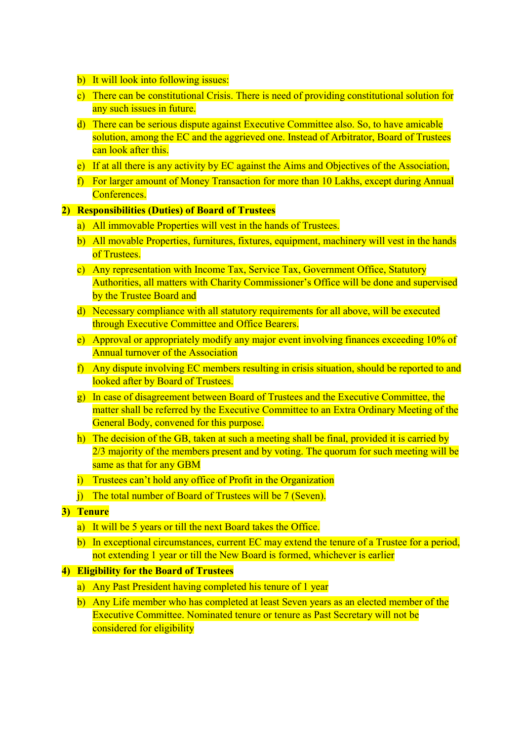b) It will look into following issues:

c) There can be constitutional Crisis. There is need of providing constitutional solution for any such issues in future.

d) There can be serious dispute against Executive Committee also. So, to have amicable solution, among the EC and the aggrieved one. Instead of Arbitrator, Board of Trustees can look after this.

e) If at all there is any activity by EC against the Aims and Objectives of the Association,

f) For larger amount of Money Transaction for more than 10 Lakhs, except during Annual Conferences.

**2) Responsibilities (Duties) of Board of Trustees**

a) All immovable Properties will vest in the hands of Trustees.

b) All movable Properties, furnitures, fixtures, equipment, machinery will vest in the hands of Trustees.

c) Any representation with Income Tax, Service Tax, Government Office, Statutory Authorities, all matters with Charity Commissioner's Office will be done and supervised by the Trustee Board and

d) Necessary compliance with all statutory requirements for all above, will be executed through Executive Committee and Office Bearers.

e) Approval or appropriately modify any major event involving finances exceeding 10% of Annual turnover of the Association

f) Any dispute involving EC members resulting in crisis situation, should be reported to and looked after by Board of Trustees.

g) In case of disagreement between Board of Trustees and the Executive Committee, the matter shall be referred by the Executive Committee to an Extra Ordinary Meeting of the General Body, convened for this purpose.

h) The decision of the GB, taken at such a meeting shall be final, provided it is carried by 2/3 majority of the members present and by voting. The quorum for such meeting will be same as that for any GBM

i) Trustees can't hold any office of Profit in the Organization

j) The total number of Board of Trustees will be 7 (Seven).

**3) Tenure**

a) It will be 5 years or till the next Board takes the Office.

b) In exceptional circumstances, current EC may extend the tenure of a Trustee for a period, not extending 1 year or till the New Board is formed, whichever is earlier

**4) Eligibility for the Board of Trustees**

a) Any Past President having completed his tenure of 1 year

b) Any Life member who has completed at least Seven years as an elected member of the Executive Committee. Nominated tenure or tenure as Past Secretary will not be considered for eligibility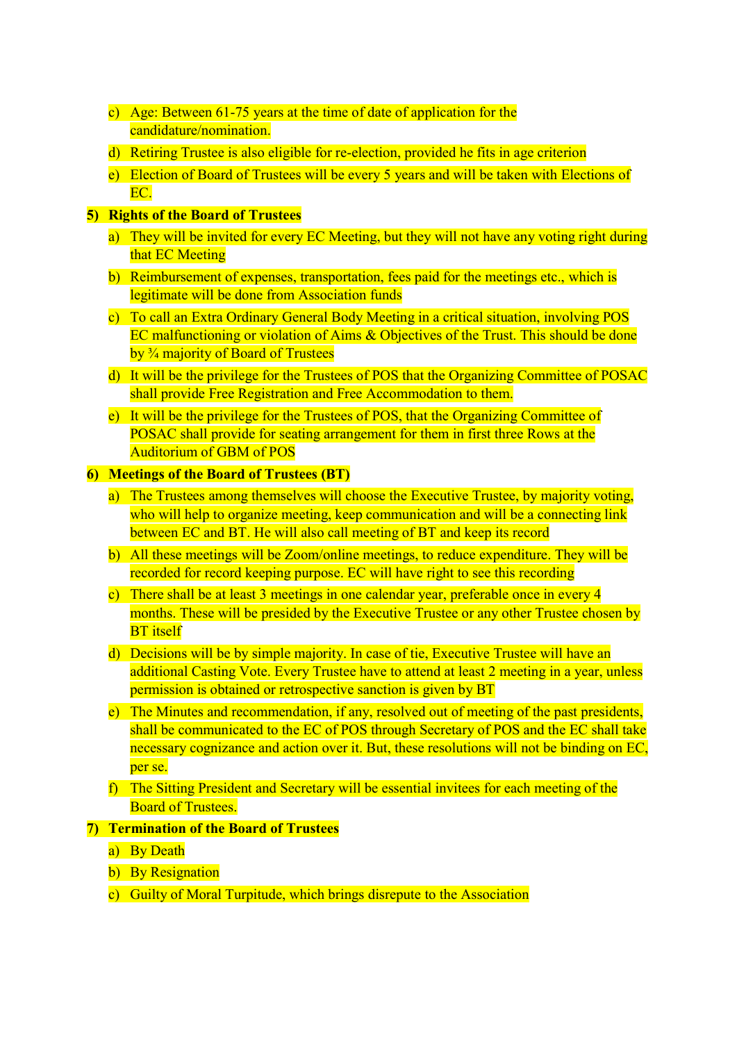c) Age: Between 61-75 years at the time of date of application for the candidature/nomination.

d) Retiring Trustee is also eligible for re-election, provided he fits in age criterion

e) Election of Board of Trustees will be every 5 years and will be taken with Elections of EC.

**5) Rights of the Board of Trustees**

a) They will be invited for every EC Meeting, but they will not have any voting right during that EC Meeting

b) Reimbursement of expenses, transportation, fees paid for the meetings etc., which is legitimate will be done from Association funds

c) To call an Extra Ordinary General Body Meeting in a critical situation, involving POS EC malfunctioning or violation of Aims & Objectives of the Trust. This should be done by ¾ majority of Board of Trustees

d) It will be the privilege for the Trustees of POS that the Organizing Committee of POSAC shall provide Free Registration and Free Accommodation to them.

e) It will be the privilege for the Trustees of POS, that the Organizing Committee of POSAC shall provide for seating arrangement for them in first three Rows at the Auditorium of GBM of POS

**6) Meetings of the Board of Trustees (BT)**

a) The Trustees among themselves will choose the Executive Trustee, by majority voting, who will help to organize meeting, keep communication and will be a connecting link between EC and BT. He will also call meeting of BT and keep its record

b) All these meetings will be Zoom/online meetings, to reduce expenditure. They will be recorded for record keeping purpose. EC will have right to see this recording

c) There shall be at least 3 meetings in one calendar year, preferable once in every 4 months. These will be presided by the Executive Trustee or any other Trustee chosen by BT itself

d) Decisions will be by simple majority. In case of tie, Executive Trustee will have an additional Casting Vote. Every Trustee have to attend at least 2 meeting in a year, unless permission is obtained or retrospective sanction is given by BT

e) The Minutes and recommendation, if any, resolved out of meeting of the past presidents, shall be communicated to the EC of POS through Secretary of POS and the EC shall take necessary cognizance and action over it. But, these resolutions will not be binding on EC, per se.

f) The Sitting President and Secretary will be essential invitees for each meeting of the Board of Trustees.

**7) Termination of the Board of Trustees**

a) By Death

b) By Resignation

c) Guilty of Moral Turpitude, which brings disrepute to the Association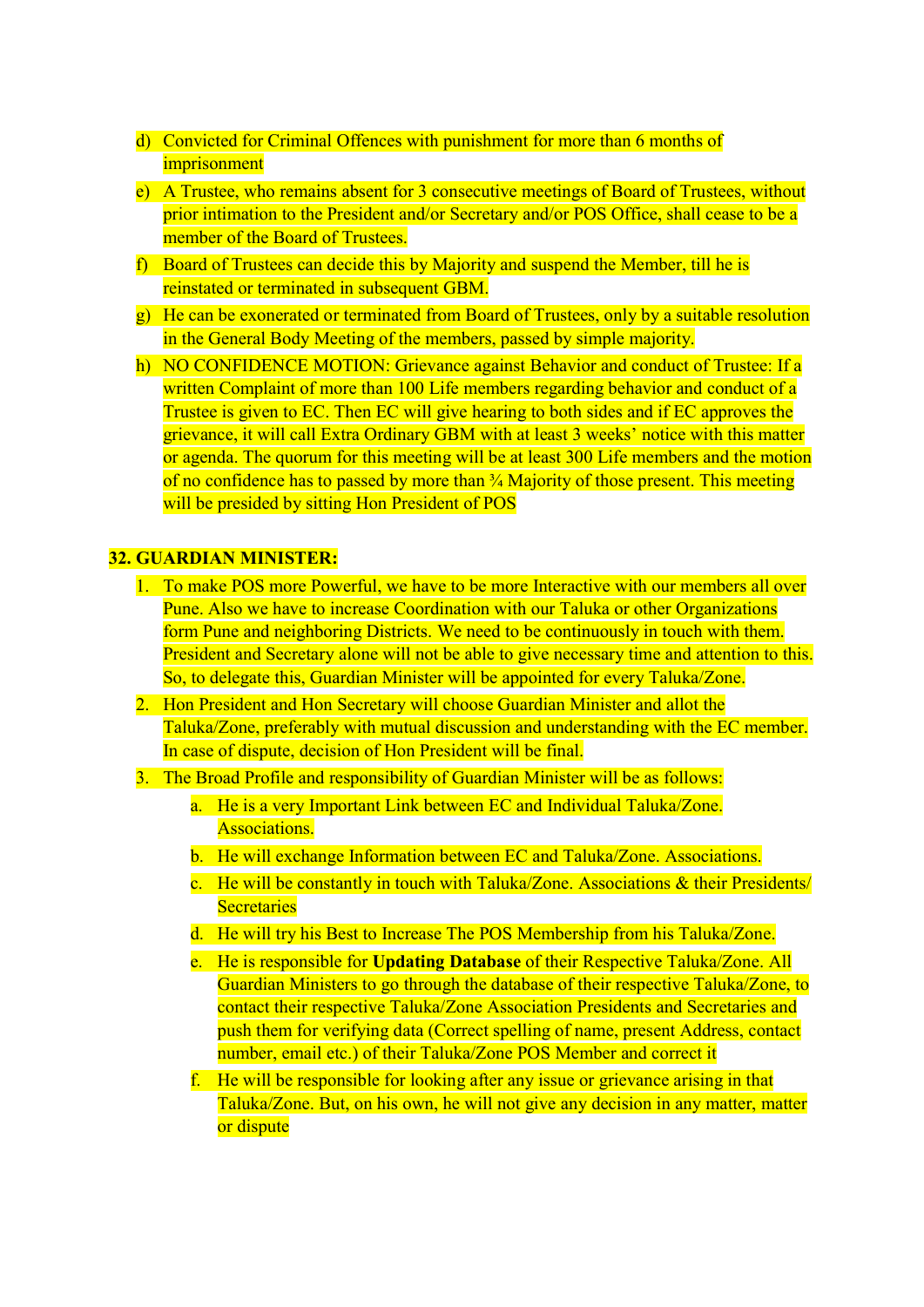d) Convicted for Criminal Offences with punishment for more than 6 months of imprisonment

e) A Trustee, who remains absent for 3 consecutive meetings of Board of Trustees, without prior intimation to the President and/or Secretary and/or POS Office, shall cease to be a member of the Board of Trustees.

f) Board of Trustees can decide this by Majority and suspend the Member, till he is reinstated or terminated in subsequent GBM.

g) He can be exonerated or terminated from Board of Trustees, only by a suitable resolution in the General Body Meeting of the members, passed by simple majority.

h) NO CONFIDENCE MOTION: Grievance against Behavior and conduct of Trustee: If a written Complaint of more than 100 Life members regarding behavior and conduct of a Trustee is given to EC. Then EC will give hearing to both sides and if EC approves the grievance, it will call Extra Ordinary GBM with at least 3 weeks' notice with this matter or agenda. The quorum for this meeting will be at least 300 Life members and the motion of no confidence has to passed by more than ¾ Majority of those present. This meeting will be presided by sitting Hon President of POS

**32. GUARDIAN MINISTER:**

1. To make POS more Powerful, we have to be more Interactive with our members all over Pune. Also we have to increase Coordination with our Taluka or other Organizations form Pune and neighboring Districts. We need to be continuously in touch with them. President and Secretary alone will not be able to give necessary time and attention to this. So, to delegate this, Guardian Minister will be appointed for every Taluka/Zone.
2. Hon President and Hon Secretary will choose Guardian Minister and allot the Taluka/Zone, preferably with mutual discussion and understanding with the EC member. In case of dispute, decision of Hon President will be final.
3. The Broad Profile and responsibility of Guardian Minister will be as follows:
   a. He is a very Important Link between EC and Individual Taluka/Zone. Associations.
   b. He will exchange Information between EC and Taluka/Zone. Associations.
   c. He will be constantly in touch with Taluka/Zone. Associations & their Presidents/ Secretaries
   d. He will try his Best to Increase The POS Membership from his Taluka/Zone.
   e. He is responsible for **Updating Database** of their Respective Taluka/Zone. All Guardian Ministers to go through the database of their respective Taluka/Zone, to contact their respective Taluka/Zone Association Presidents and Secretaries and push them for verifying data (Correct spelling of name, present Address, contact number, email etc.) of their Taluka/Zone POS Member and correct it
   f. He will be responsible for looking after any issue or grievance arising in that Taluka/Zone. But, on his own, he will not give any decision in any matter, matter or dispute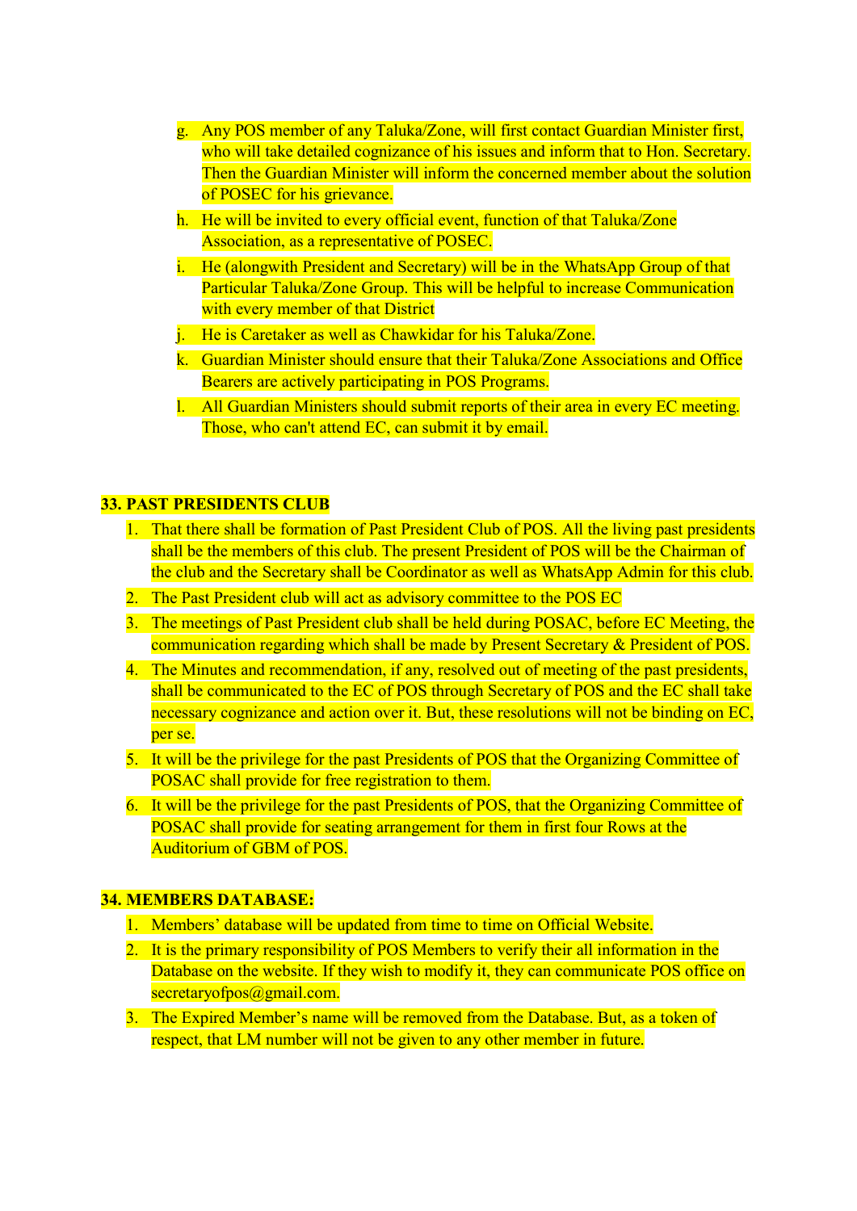g. Any POS member of any Taluka/Zone, will first contact Guardian Minister first, who will take detailed cognizance of his issues and inform that to Hon. Secretary. Then the Guardian Minister will inform the concerned member about the solution of POSEC for his grievance.
h. He will be invited to every official event, function of that Taluka/Zone Association, as a representative of POSEC.
i. He (alongwith President and Secretary) will be in the WhatsApp Group of that Particular Taluka/Zone Group. This will be helpful to increase Communication with every member of that District
j. He is Caretaker as well as Chawkidar for his Taluka/Zone.
k. Guardian Minister should ensure that their Taluka/Zone Associations and Office Bearers are actively participating in POS Programs.
l. All Guardian Ministers should submit reports of their area in every EC meeting. Those, who can't attend EC, can submit it by email.

**33. PAST PRESIDENTS CLUB**

1. That there shall be formation of Past President Club of POS. All the living past presidents shall be the members of this club. The present President of POS will be the Chairman of the club and the Secretary shall be Coordinator as well as WhatsApp Admin for this club.
2. The Past President club will act as advisory committee to the POS EC
3. The meetings of Past President club shall be held during POSAC, before EC Meeting, the communication regarding which shall be made by Present Secretary & President of POS.
4. The Minutes and recommendation, if any, resolved out of meeting of the past presidents, shall be communicated to the EC of POS through Secretary of POS and the EC shall take necessary cognizance and action over it. But, these resolutions will not be binding on EC, per se.
5. It will be the privilege for the past Presidents of POS that the Organizing Committee of POSAC shall provide for free registration to them.
6. It will be the privilege for the past Presidents of POS, that the Organizing Committee of POSAC shall provide for seating arrangement for them in first four Rows at the Auditorium of GBM of POS.

**34. MEMBERS DATABASE:**

1. Members' database will be updated from time to time on Official Website.
2. It is the primary responsibility of POS Members to verify their all information in the Database on the website. If they wish to modify it, they can communicate POS office on secretaryofpos@gmail.com.
3. The Expired Member's name will be removed from the Database. But, as a token of respect, that LM number will not be given to any other member in future.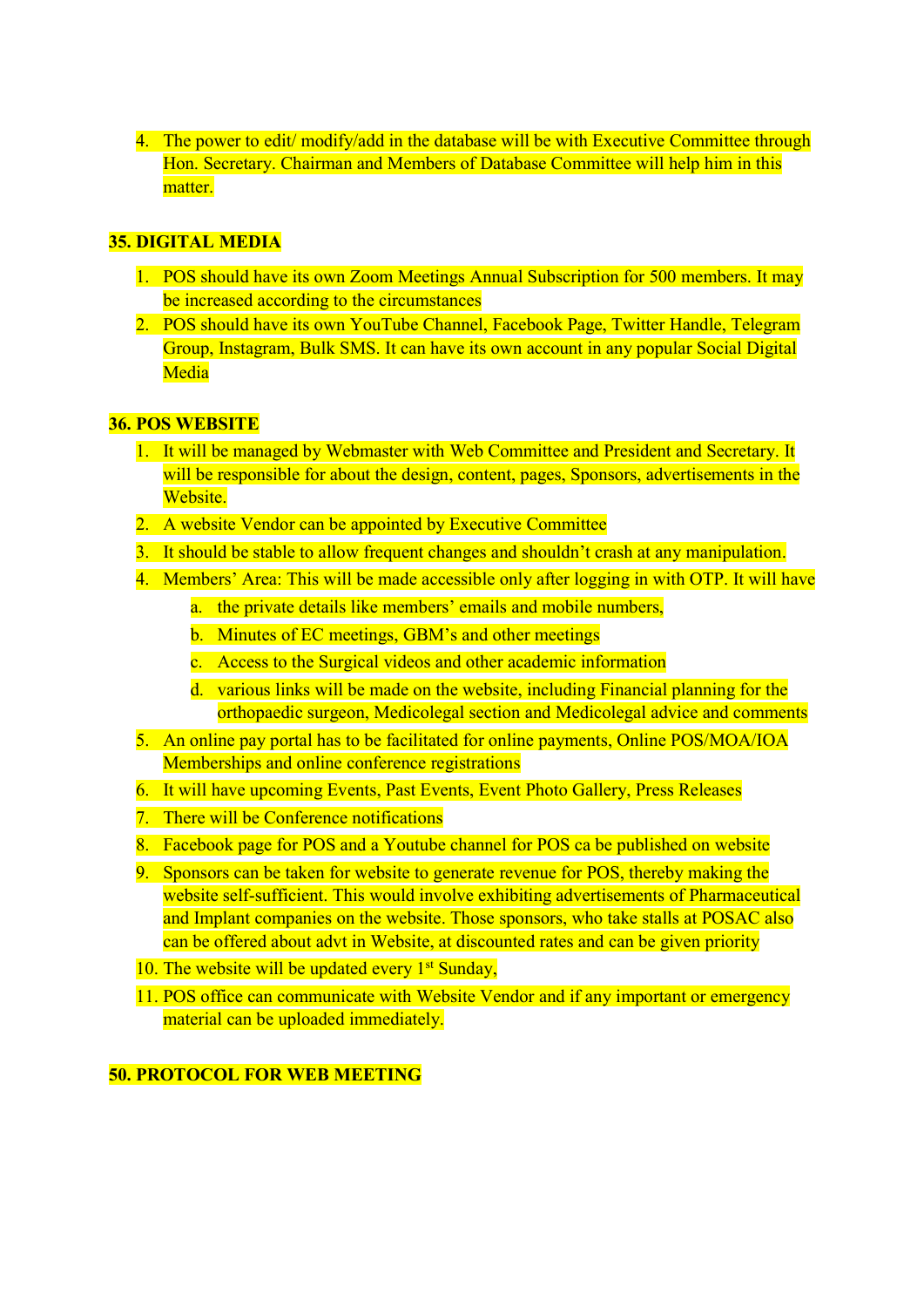4. The power to edit/ modify/add in the database will be with Executive Committee through Hon. Secretary. Chairman and Members of Database Committee will help him in this matter.

**35. DIGITAL MEDIA**

1. POS should have its own Zoom Meetings Annual Subscription for 500 members. It may be increased according to the circumstances
2. POS should have its own YouTube Channel, Facebook Page, Twitter Handle, Telegram Group, Instagram, Bulk SMS. It can have its own account in any popular Social Digital Media

**36. POS WEBSITE**

1. It will be managed by Webmaster with Web Committee and President and Secretary. It will be responsible for about the design, content, pages, Sponsors, advertisements in the Website.
2. A website Vendor can be appointed by Executive Committee
3. It should be stable to allow frequent changes and shouldn't crash at any manipulation.
4. Members' Area: This will be made accessible only after logging in with OTP. It will have
   a. the private details like members' emails and mobile numbers,
   b. Minutes of EC meetings, GBM's and other meetings
   c. Access to the Surgical videos and other academic information
   d. various links will be made on the website, including Financial planning for the orthopaedic surgeon, Medicolegal section and Medicolegal advice and comments
5. An online pay portal has to be facilitated for online payments, Online POS/MOA/IOA Memberships and online conference registrations
6. It will have upcoming Events, Past Events, Event Photo Gallery, Press Releases
7. There will be Conference notifications
8. Facebook page for POS and a Youtube channel for POS ca be published on website
9. Sponsors can be taken for website to generate revenue for POS, thereby making the website self-sufficient. This would involve exhibiting advertisements of Pharmaceutical and Implant companies on the website. Those sponsors, who take stalls at POSAC also can be offered about advt in Website, at discounted rates and can be given priority
10. The website will be updated every 1st Sunday,
11. POS office can communicate with Website Vendor and if any important or emergency material can be uploaded immediately.

**50. PROTOCOL FOR WEB MEETING**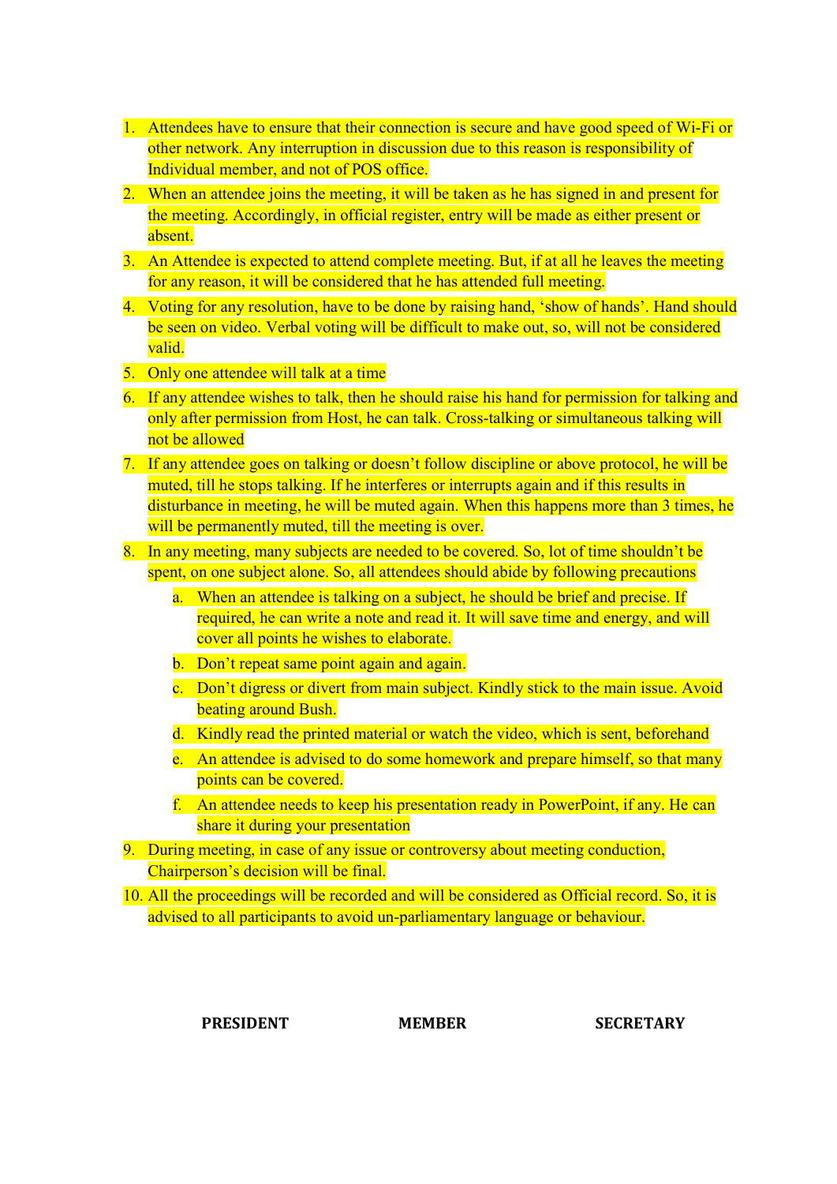1. Attendees have to ensure that their connection is secure and have good speed of Wi-Fi or other network. Any interruption in discussion due to this reason is responsibility of Individual member, and not of POS office.
2. When an attendee joins the meeting, it will be taken as he has signed in and present for the meeting. Accordingly, in official register, entry will be made as either present or absent.
3. An Attendee is expected to attend complete meeting. But, if at all he leaves the meeting for any reason, it will be considered that he has attended full meeting.
4. Voting for any resolution, have to be done by raising hand, 'show of hands'. Hand should be seen on video. Verbal voting will be difficult to make out, so, will not be considered valid.
5. Only one attendee will talk at a time
6. If any attendee wishes to talk, then he should raise his hand for permission for talking and only after permission from Host, he can talk. Cross-talking or simultaneous talking will not be allowed
7. If any attendee goes on talking or doesn't follow discipline or above protocol, he will be muted, till he stops talking. If he interferes or interrupts again and if this results in disturbance in meeting, he will be muted again. When this happens more than 3 times, he will be permanently muted, till the meeting is over.
8. In any meeting, many subjects are needed to be covered. So, lot of time shouldn't be spent, on one subject alone. So, all attendees should abide by following precautions
   a. When an attendee is talking on a subject, he should be brief and precise. If required, he can write a note and read it. It will save time and energy, and will cover all points he wishes to elaborate.
   b. Don't repeat same point again and again.
   c. Don't digress or divert from main subject. Kindly stick to the main issue. Avoid beating around Bush.
   d. Kindly read the printed material or watch the video, which is sent, beforehand
   e. An attendee is advised to do some homework and prepare himself, so that many points can be covered.
   f. An attendee needs to keep his presentation ready in PowerPoint, if any. He can share it during your presentation
9. During meeting, in case of any issue or controversy about meeting conduction, Chairperson's decision will be final.
10. All the proceedings will be recorded and will be considered as Official record. So, it is advised to all participants to avoid un-parliamentary language or behaviour.

**PRESIDENT** **MEMBER** **SECRETARY**